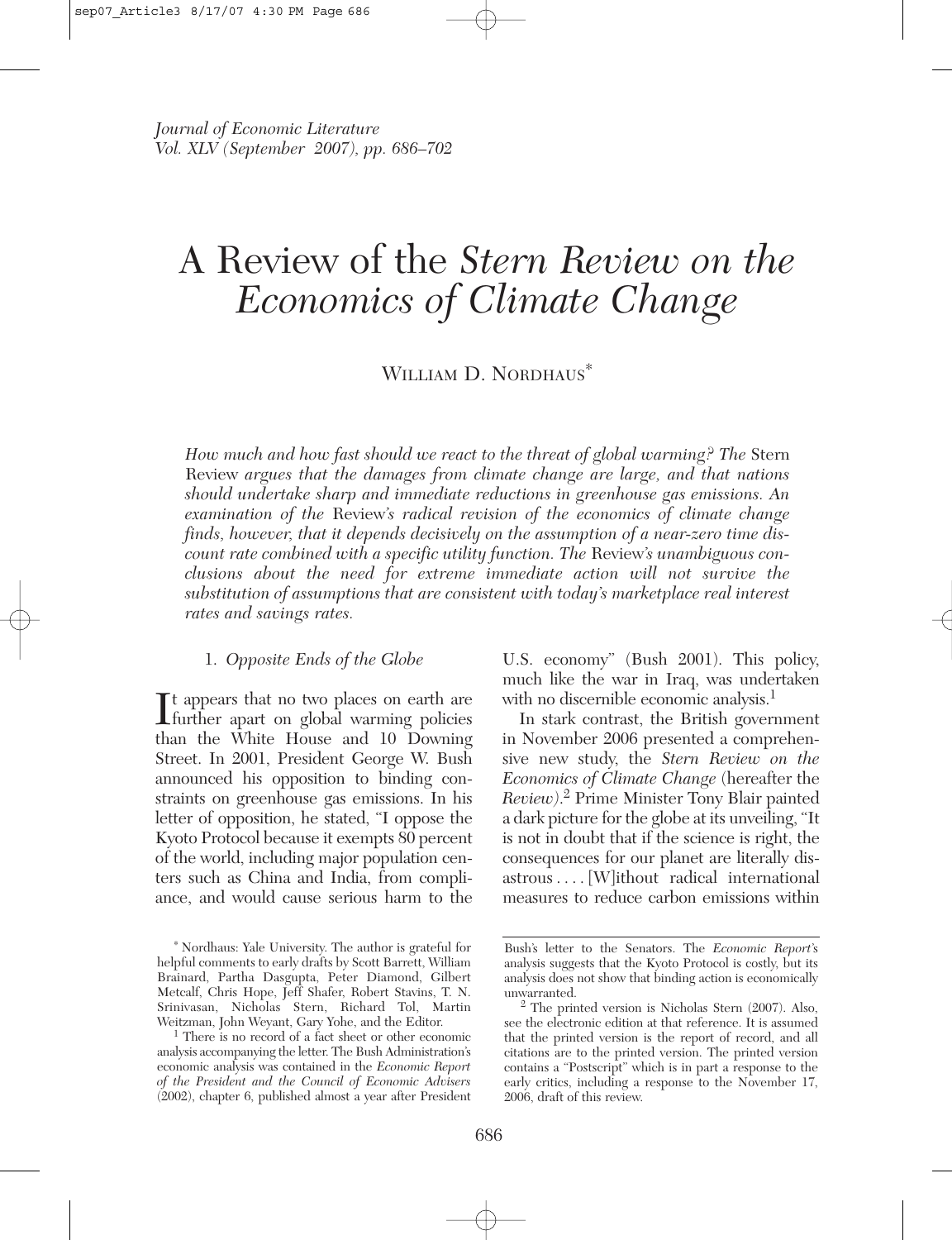# A Review of the *Stern Review on the Economics of Climate Change*

William D. Nordhaus*

*How much and how fast should we react to the threat of global warming? The* Stern Review *argues that the damages from climate change are large, and that nations should undertake sharp and immediate reductions in greenhouse gas emissions. An examination of the* Review*'s radical revision of the economics of climate change finds, however, that it depends decisively on the assumption of a near-zero time discount rate combined with a specific utility function. The* Review*'s unambiguous conclusions about the need for extreme immediate action will not survive the substitution of assumptions that are consistent with today's marketplace real interest rates and savings rates.*

## 1. *Opposite Ends of the Globe*

It appears that no two places on earth are further apart on global warming policies than the White House and 10 Downing Street. In 2001, President George W. Bush announced his opposition to binding constraints on greenhouse gas emissions. In his letter of opposition, he stated, "I oppose the Kyoto Protocol because it exempts 80 percent of the world, including major population centers such as China and India, from compliance, and would cause serious harm to the U.S. economy" (Bush 2001). This policy, much like the war in Iraq, was undertaken with no discernible economic analysis.[1]

In stark contrast, the British government in November 2006 presented a comprehensive new study, the *Stern Review on the Economics of Climate Change* (hereafter the *Review*).[2] Prime Minister Tony Blair painted a dark picture for the globe at its unveiling, "It is not in doubt that if the science is right, the consequences for our planet are literally disastrous . . . . [W]ithout radical international measures to reduce carbon emissions within

---

\* Nordhaus: Yale University. The author is grateful for helpful comments to early drafts by Scott Barrett, William Brainard, Partha Dasgupta, Peter Diamond, Gilbert Metcalf, Chris Hope, Jeff Shafer, Robert Stavins, T. N. Srinivasan, Nicholas Stern, Richard Tol, Martin Weitzman, John Weyant, Gary Yohe, and the Editor.

[1] There is no record of a fact sheet or other economic analysis accompanying the letter. The Bush Administration's economic analysis was contained in the *Economic Report of the President and the Council of Economic Advisers* (2002), chapter 6, published almost a year after President Bush's letter to the Senators. The *Economic Report*'s analysis suggests that the Kyoto Protocol is costly, but its analysis does not show that binding action is economically unwarranted.

[2] The printed version is Nicholas Stern (2007). Also, see the electronic edition at that reference. It is assumed that the printed version is the report of record, and all citations are to the printed version. The printed version contains a "Postscript" which is in part a response to the early critics, including a response to the November 17, 2006, draft of this review.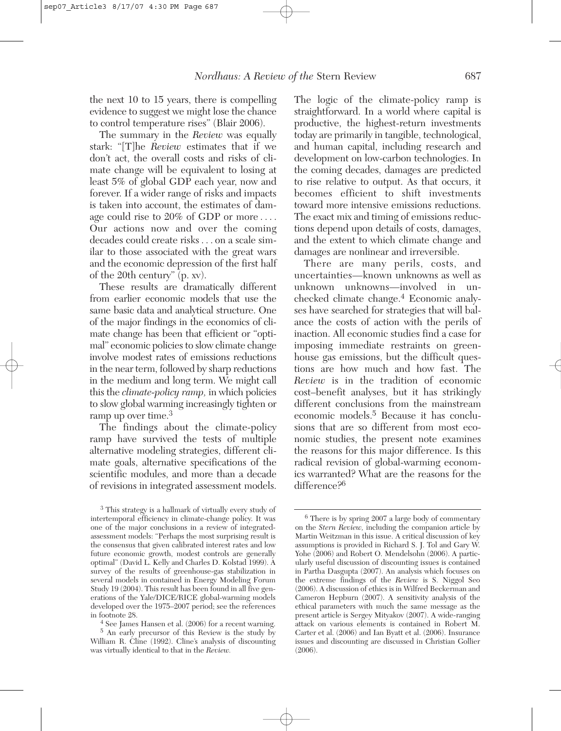the next 10 to 15 years, there is compelling evidence to suggest we might lose the chance to control temperature rises" (Blair 2006).

The summary in the *Review* was equally stark: "[T]he *Review* estimates that if we don't act, the overall costs and risks of climate change will be equivalent to losing at least 5% of global GDP each year, now and forever. If a wider range of risks and impacts is taken into account, the estimates of damage could rise to 20% of GDP or more . . . . Our actions now and over the coming decades could create risks . . . on a scale similar to those associated with the great wars and the economic depression of the first half of the 20th century" (p. xv).

These results are dramatically different from earlier economic models that use the same basic data and analytical structure. One of the major findings in the economics of climate change has been that efficient or "optimal" economic policies to slow climate change involve modest rates of emissions reductions in the near term, followed by sharp reductions in the medium and long term. We might call this the *climate-policy ramp,* in which policies to slow global warming increasingly tighten or ramp up over time.[3]

The findings about the climate-policy ramp have survived the tests of multiple alternative modeling strategies, different climate goals, alternative specifications of the scientific modules, and more than a decade of revisions in integrated assessment models. The logic of the climate-policy ramp is straightforward. In a world where capital is productive, the highest-return investments today are primarily in tangible, technological, and human capital, including research and development on low-carbon technologies. In the coming decades, damages are predicted to rise relative to output. As that occurs, it becomes efficient to shift investments toward more intensive emissions reductions. The exact mix and timing of emissions reductions depend upon details of costs, damages, and the extent to which climate change and damages are nonlinear and irreversible.

There are many perils, costs, and uncertainties—known unknowns as well as unknown unknowns—involved in unchecked climate change.[4] Economic analyses have searched for strategies that will balance the costs of action with the perils of inaction. All economic studies find a case for imposing immediate restraints on greenhouse gas emissions, but the difficult questions are how much and how fast. The *Review* is in the tradition of economic cost–benefit analyses, but it has strikingly different conclusions from the mainstream economic models.[5] Because it has conclusions that are so different from most economic studies, the present note examines the reasons for this major difference. Is this radical revision of global-warming economics warranted? What are the reasons for the difference?[6]

---

[3] This strategy is a hallmark of virtually every study of intertemporal efficiency in climate-change policy. It was one of the major conclusions in a review of integrated-assessment models: "Perhaps the most surprising result is the consensus that given calibrated interest rates and low future economic growth, modest controls are generally optimal" (David L. Kelly and Charles D. Kolstad 1999). A survey of the results of greenhouse-gas stabilization in several models in contained in Energy Modeling Forum Study 19 (2004). This result has been found in all five generations of the Yale/DICE/RICE global-warming models developed over the 1975–2007 period; see the references in footnote 28.

[4] See James Hansen et al. (2006) for a recent warning.

[5] An early precursor of this Review is the study by William R. Cline (1992). Cline's analysis of discounting was virtually identical to that in the *Review.*

[6] There is by spring 2007 a large body of commentary on the *Stern Review,* including the companion article by Martin Weitzman in this issue. A critical discussion of key assumptions is provided in Richard S. J. Tol and Gary W. Yohe (2006) and Robert O. Mendelsohn (2006). A particularly useful discussion of discounting issues is contained in Partha Dasgupta (2007). An analysis which focuses on the extreme findings of the *Review* is S. Niggol Seo (2006). A discussion of ethics is in Wilfred Beckerman and Cameron Hepburn (2007). A sensitivity analysis of the ethical parameters with much the same message as the present article is Sergey Mityakov (2007). A wide-ranging attack on various elements is contained in Robert M. Carter et al. (2006) and Ian Byatt et al. (2006). Insurance issues and discounting are discussed in Christian Gollier (2006).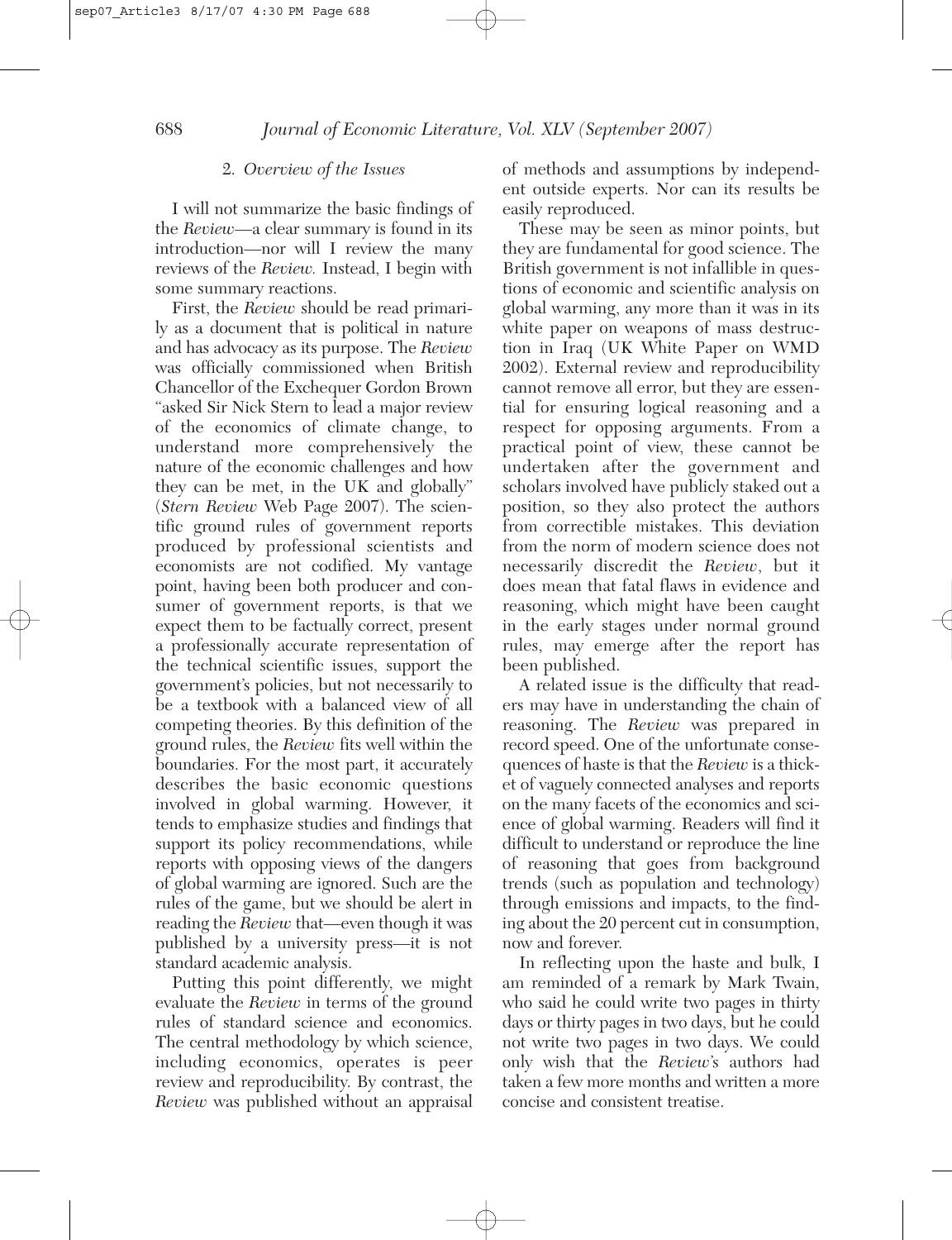## 2. *Overview of the Issues*

I will not summarize the basic findings of the *Review*—a clear summary is found in its introduction—nor will I review the many reviews of the *Review.* Instead, I begin with some summary reactions.

First, the *Review* should be read primarily as a document that is political in nature and has advocacy as its purpose. The *Review* was officially commissioned when British Chancellor of the Exchequer Gordon Brown "asked Sir Nick Stern to lead a major review of the economics of climate change, to understand more comprehensively the nature of the economic challenges and how they can be met, in the UK and globally" (*Stern Review* Web Page 2007). The scientific ground rules of government reports produced by professional scientists and economists are not codified. My vantage point, having been both producer and consumer of government reports, is that we expect them to be factually correct, present a professionally accurate representation of the technical scientific issues, support the government's policies, but not necessarily to be a textbook with a balanced view of all competing theories. By this definition of the ground rules, the *Review* fits well within the boundaries. For the most part, it accurately describes the basic economic questions involved in global warming. However, it tends to emphasize studies and findings that support its policy recommendations, while reports with opposing views of the dangers of global warming are ignored. Such are the rules of the game, but we should be alert in reading the *Review* that—even though it was published by a university press—it is not standard academic analysis.

Putting this point differently, we might evaluate the *Review* in terms of the ground rules of standard science and economics. The central methodology by which science, including economics, operates is peer review and reproducibility. By contrast, the *Review* was published without an appraisal of methods and assumptions by independent outside experts. Nor can its results be easily reproduced.

These may be seen as minor points, but they are fundamental for good science. The British government is not infallible in questions of economic and scientific analysis on global warming, any more than it was in its white paper on weapons of mass destruction in Iraq (UK White Paper on WMD 2002). External review and reproducibility cannot remove all error, but they are essential for ensuring logical reasoning and a respect for opposing arguments. From a practical point of view, these cannot be undertaken after the government and scholars involved have publicly staked out a position, so they also protect the authors from correctible mistakes. This deviation from the norm of modern science does not necessarily discredit the *Review*, but it does mean that fatal flaws in evidence and reasoning, which might have been caught in the early stages under normal ground rules, may emerge after the report has been published.

A related issue is the difficulty that readers may have in understanding the chain of reasoning. The *Review* was prepared in record speed. One of the unfortunate consequences of haste is that the *Review* is a thicket of vaguely connected analyses and reports on the many facets of the economics and science of global warming. Readers will find it difficult to understand or reproduce the line of reasoning that goes from background trends (such as population and technology) through emissions and impacts, to the finding about the 20 percent cut in consumption, now and forever.

In reflecting upon the haste and bulk, I am reminded of a remark by Mark Twain, who said he could write two pages in thirty days or thirty pages in two days, but he could not write two pages in two days. We could only wish that the *Review*'s authors had taken a few more months and written a more concise and consistent treatise.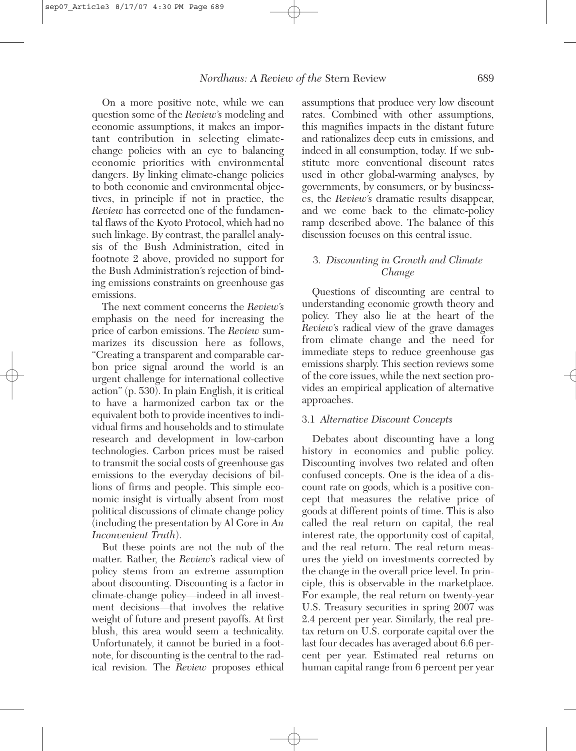On a more positive note, while we can question some of the *Review*'s modeling and economic assumptions, it makes an important contribution in selecting climate-change policies with an eye to balancing economic priorities with environmental dangers. By linking climate-change policies to both economic and environmental objectives, in principle if not in practice, the *Review* has corrected one of the fundamental flaws of the Kyoto Protocol, which had no such linkage. By contrast, the parallel analysis of the Bush Administration, cited in footnote 2 above, provided no support for the Bush Administration's rejection of binding emissions constraints on greenhouse gas emissions.

The next comment concerns the *Review*'s emphasis on the need for increasing the price of carbon emissions. The *Review* summarizes its discussion here as follows, "Creating a transparent and comparable carbon price signal around the world is an urgent challenge for international collective action" (p. 530). In plain English, it is critical to have a harmonized carbon tax or the equivalent both to provide incentives to individual firms and households and to stimulate research and development in low-carbon technologies. Carbon prices must be raised to transmit the social costs of greenhouse gas emissions to the everyday decisions of billions of firms and people. This simple economic insight is virtually absent from most political discussions of climate change policy (including the presentation by Al Gore in *An Inconvenient Truth*).

But these points are not the nub of the matter. Rather, the *Review*'s radical view of policy stems from an extreme assumption about discounting. Discounting is a factor in climate-change policy—indeed in all investment decisions—that involves the relative weight of future and present payoffs. At first blush, this area would seem a technicality. Unfortunately, it cannot be buried in a footnote, for discounting is the central to the radical revision. The *Review* proposes ethical assumptions that produce very low discount rates. Combined with other assumptions, this magnifies impacts in the distant future and rationalizes deep cuts in emissions, and indeed in all consumption, today. If we substitute more conventional discount rates used in other global-warming analyses, by governments, by consumers, or by businesses, the *Review*'s dramatic results disappear, and we come back to the climate-policy ramp described above. The balance of this discussion focuses on this central issue.

## 3. *Discounting in Growth and Climate Change*

Questions of discounting are central to understanding economic growth theory and policy. They also lie at the heart of the *Review*'s radical view of the grave damages from climate change and the need for immediate steps to reduce greenhouse gas emissions sharply. This section reviews some of the core issues, while the next section provides an empirical application of alternative approaches.

### 3.1 *Alternative Discount Concepts*

Debates about discounting have a long history in economics and public policy. Discounting involves two related and often confused concepts. One is the idea of a discount rate on goods, which is a positive concept that measures the relative price of goods at different points of time. This is also called the real return on capital, the real interest rate, the opportunity cost of capital, and the real return. The real return measures the yield on investments corrected by the change in the overall price level. In principle, this is observable in the marketplace. For example, the real return on twenty-year U.S. Treasury securities in spring 2007 was 2.4 percent per year. Similarly, the real pretax return on U.S. corporate capital over the last four decades has averaged about 6.6 percent per year. Estimated real returns on human capital range from 6 percent per year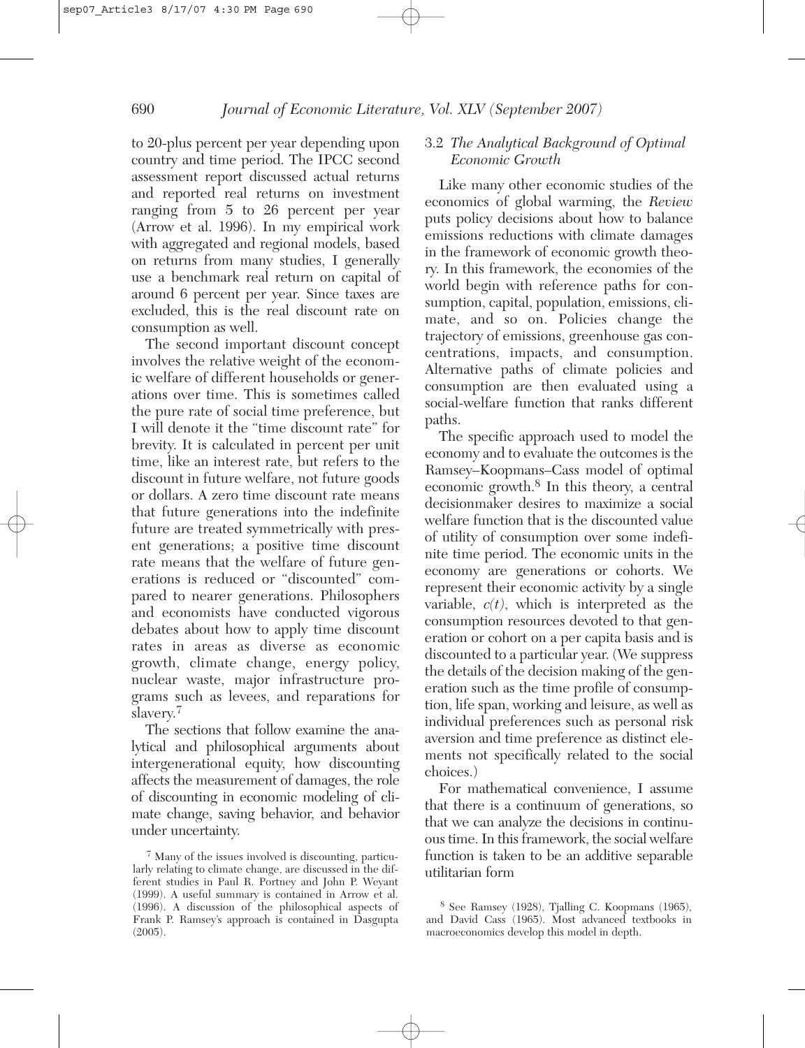to 20-plus percent per year depending upon country and time period. The IPCC second assessment report discussed actual returns and reported real returns on investment ranging from 5 to 26 percent per year (Arrow et al. 1996). In my empirical work with aggregated and regional models, based on returns from many studies, I generally use a benchmark real return on capital of around 6 percent per year. Since taxes are excluded, this is the real discount rate on consumption as well.

The second important discount concept involves the relative weight of the economic welfare of different households or generations over time. This is sometimes called the pure rate of social time preference, but I will denote it the "time discount rate" for brevity. It is calculated in percent per unit time, like an interest rate, but refers to the discount in future welfare, not future goods or dollars. A zero time discount rate means that future generations into the indefinite future are treated symmetrically with present generations; a positive time discount rate means that the welfare of future generations is reduced or "discounted" compared to nearer generations. Philosophers and economists have conducted vigorous debates about how to apply time discount rates in areas as diverse as economic growth, climate change, energy policy, nuclear waste, major infrastructure programs such as levees, and reparations for slavery.[7]

The sections that follow examine the analytical and philosophical arguments about intergenerational equity, how discounting affects the measurement of damages, the role of discounting in economic modeling of climate change, saving behavior, and behavior under uncertainty.

### 3.2 *The Analytical Background of Optimal Economic Growth*

Like many other economic studies of the economics of global warming, the *Review* puts policy decisions about how to balance emissions reductions with climate damages in the framework of economic growth theory. In this framework, the economies of the world begin with reference paths for consumption, capital, population, emissions, climate, and so on. Policies change the trajectory of emissions, greenhouse gas concentrations, impacts, and consumption. Alternative paths of climate policies and consumption are then evaluated using a social-welfare function that ranks different paths.

The specific approach used to model the economy and to evaluate the outcomes is the Ramsey–Koopmans–Cass model of optimal economic growth.[8] In this theory, a central decisionmaker desires to maximize a social welfare function that is the discounted value of utility of consumption over some indefinite time period. The economic units in the economy are generations or cohorts. We represent their economic activity by a single variable, $c(t)$, which is interpreted as the consumption resources devoted to that generation or cohort on a per capita basis and is discounted to a particular year. (We suppress the details of the decision making of the generation such as the time profile of consumption, life span, working and leisure, as well as individual preferences such as personal risk aversion and time preference as distinct elements not specifically related to the social choices.)

For mathematical convenience, I assume that there is a continuum of generations, so that we can analyze the decisions in continuous time. In this framework, the social welfare function is taken to be an additive separable utilitarian form

[7] Many of the issues involved is discounting, particularly relating to climate change, are discussed in the different studies in Paul R. Portney and John P. Weyant (1999). A useful summary is contained in Arrow et al. (1996). A discussion of the philosophical aspects of Frank P. Ramsey's approach is contained in Dasgupta (2005).

[8] See Ramsey (1928), Tjalling C. Koopmans (1965), and David Cass (1965). Most advanced textbooks in macroeconomics develop this model in depth.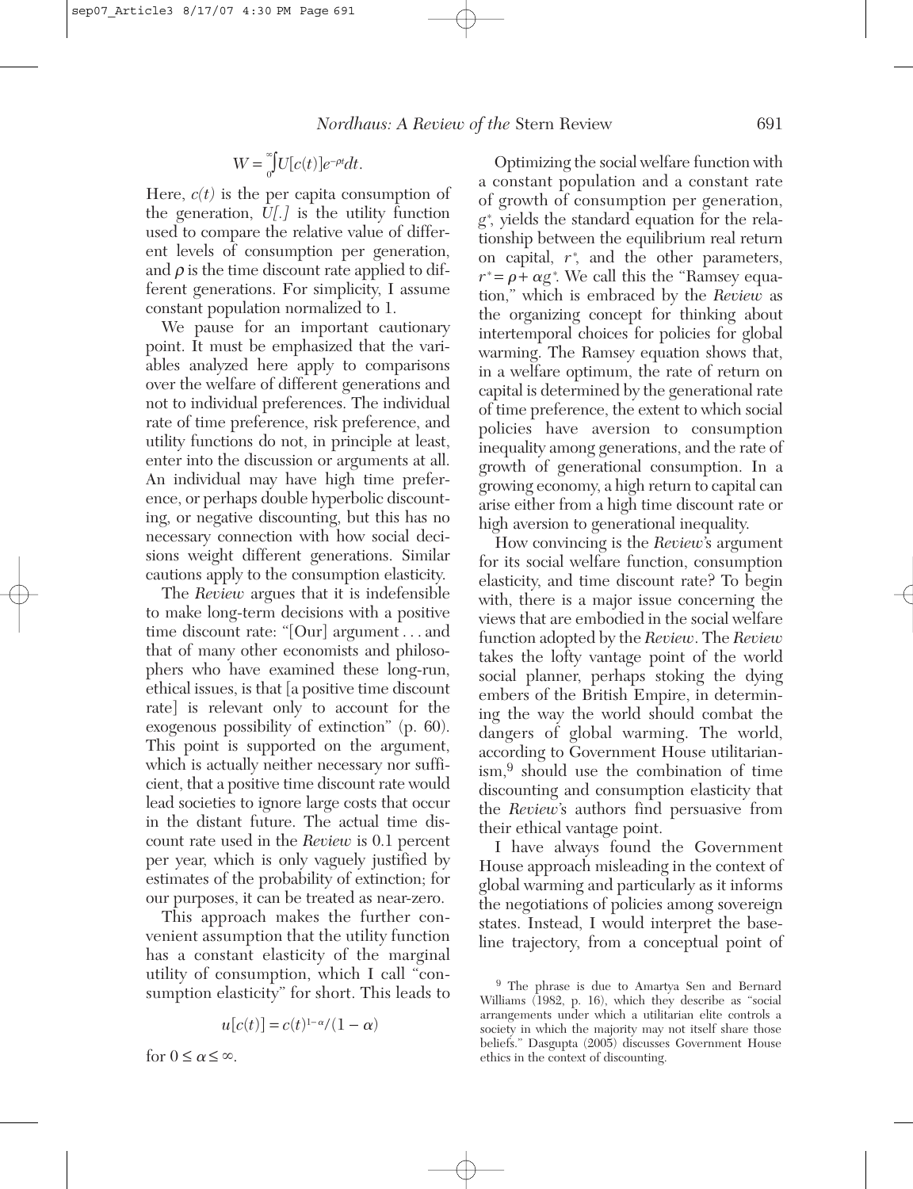$$W = \int_0^\infty U[c(t)]e^{-\rho t}dt.$$

Here, $c(t)$ is the per capita consumption of the generation, $U[.]$ is the utility function used to compare the relative value of different levels of consumption per generation, and $\rho$ is the time discount rate applied to different generations. For simplicity, I assume constant population normalized to 1.

We pause for an important cautionary point. It must be emphasized that the variables analyzed here apply to comparisons over the welfare of different generations and not to individual preferences. The individual rate of time preference, risk preference, and utility functions do not, in principle at least, enter into the discussion or arguments at all. An individual may have high time preference, or perhaps double hyperbolic discounting, or negative discounting, but this has no necessary connection with how social decisions weight different generations. Similar cautions apply to the consumption elasticity.

The *Review* argues that it is indefensible to make long-term decisions with a positive time discount rate: "[Our] argument . . . and that of many other economists and philosophers who have examined these long-run, ethical issues, is that [a positive time discount rate] is relevant only to account for the exogenous possibility of extinction" (p. 60). This point is supported on the argument, which is actually neither necessary nor sufficient, that a positive time discount rate would lead societies to ignore large costs that occur in the distant future. The actual time discount rate used in the *Review* is 0.1 percent per year, which is only vaguely justified by estimates of the probability of extinction; for our purposes, it can be treated as near-zero.

This approach makes the further convenient assumption that the utility function has a constant elasticity of the marginal utility of consumption, which I call "consumption elasticity" for short. This leads to

$$u[c(t)] = c(t)^{1-\alpha}/(1-\alpha)$$

for $0 \leq \alpha \leq \infty$.

Optimizing the social welfare function with a constant population and a constant rate of growth of consumption per generation, $g^*$, yields the standard equation for the relationship between the equilibrium real return on capital, $r^*$, and the other parameters, $r^* = \rho + \alpha g^*$. We call this the "Ramsey equation," which is embraced by the *Review* as the organizing concept for thinking about intertemporal choices for policies for global warming. The Ramsey equation shows that, in a welfare optimum, the rate of return on capital is determined by the generational rate of time preference, the extent to which social policies have aversion to consumption inequality among generations, and the rate of growth of generational consumption. In a growing economy, a high return to capital can arise either from a high time discount rate or high aversion to generational inequality.

How convincing is the *Review*'s argument for its social welfare function, consumption elasticity, and time discount rate? To begin with, there is a major issue concerning the views that are embodied in the social welfare function adopted by the *Review*. The *Review* takes the lofty vantage point of the world social planner, perhaps stoking the dying embers of the British Empire, in determining the way the world should combat the dangers of global warming. The world, according to Government House utilitarianism,[9] should use the combination of time discounting and consumption elasticity that the *Review*'s authors find persuasive from their ethical vantage point.

I have always found the Government House approach misleading in the context of global warming and particularly as it informs the negotiations of policies among sovereign states. Instead, I would interpret the baseline trajectory, from a conceptual point of

[9] The phrase is due to Amartya Sen and Bernard Williams (1982, p. 16), which they describe as "social arrangements under which a utilitarian elite controls a society in which the majority may not itself share those beliefs." Dasgupta (2005) discusses Government House ethics in the context of discounting.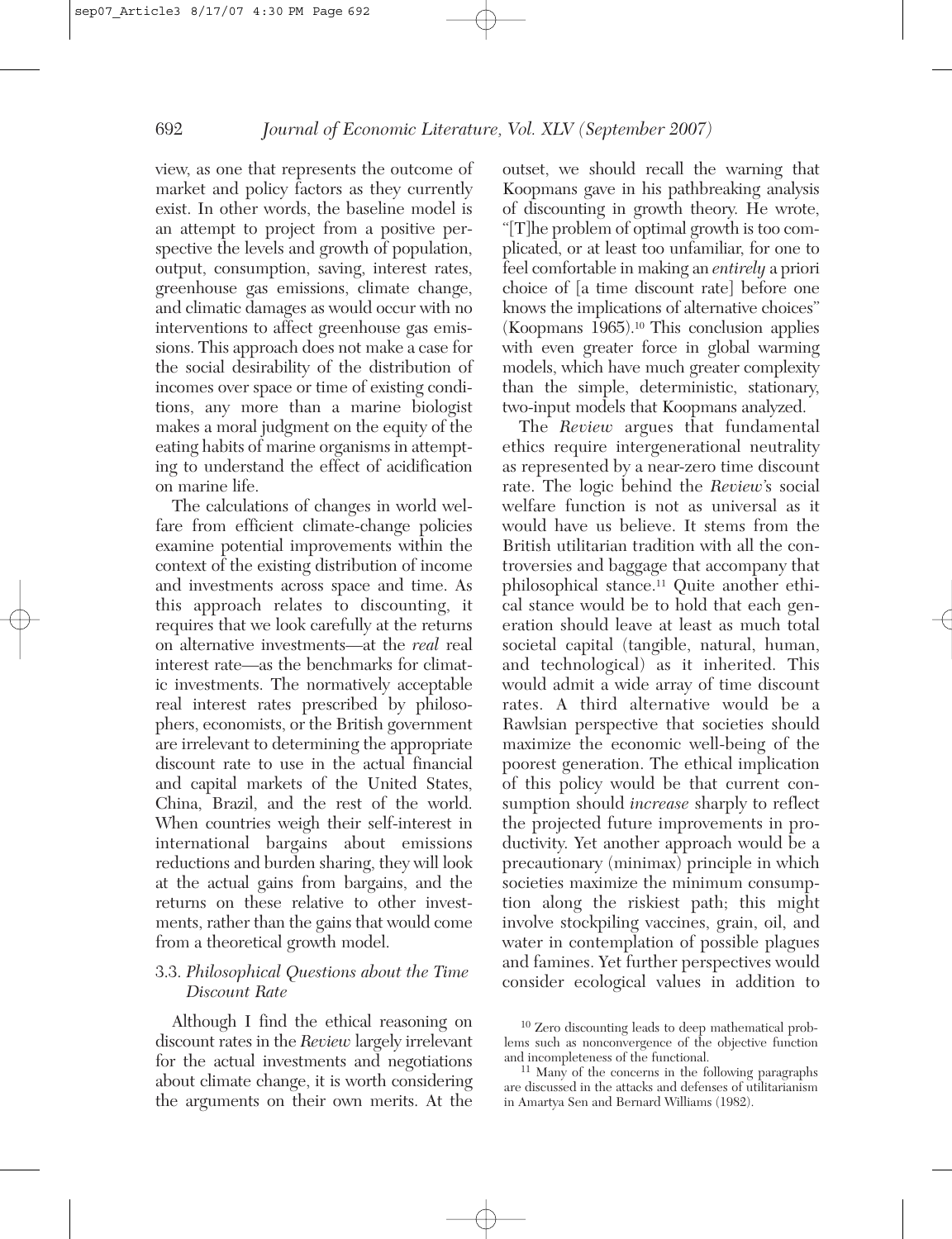view, as one that represents the outcome of market and policy factors as they currently exist. In other words, the baseline model is an attempt to project from a positive perspective the levels and growth of population, output, consumption, saving, interest rates, greenhouse gas emissions, climate change, and climatic damages as would occur with no interventions to affect greenhouse gas emissions. This approach does not make a case for the social desirability of the distribution of incomes over space or time of existing conditions, any more than a marine biologist makes a moral judgment on the equity of the eating habits of marine organisms in attempting to understand the effect of acidification on marine life.

The calculations of changes in world welfare from efficient climate-change policies examine potential improvements within the context of the existing distribution of income and investments across space and time. As this approach relates to discounting, it requires that we look carefully at the returns on alternative investments—at the *real* real interest rate—as the benchmarks for climatic investments. The normatively acceptable real interest rates prescribed by philosophers, economists, or the British government are irrelevant to determining the appropriate discount rate to use in the actual financial and capital markets of the United States, China, Brazil, and the rest of the world. When countries weigh their self-interest in international bargains about emissions reductions and burden sharing, they will look at the actual gains from bargains, and the returns on these relative to other investments, rather than the gains that would come from a theoretical growth model.

### 3.3. *Philosophical Questions about the Time Discount Rate*

Although I find the ethical reasoning on discount rates in the *Review* largely irrelevant for the actual investments and negotiations about climate change, it is worth considering the arguments on their own merits. At the outset, we should recall the warning that Koopmans gave in his pathbreaking analysis of discounting in growth theory. He wrote, "[T]he problem of optimal growth is too complicated, or at least too unfamiliar, for one to feel comfortable in making an *entirely* a priori choice of [a time discount rate] before one knows the implications of alternative choices" (Koopmans 1965).[10] This conclusion applies with even greater force in global warming models, which have much greater complexity than the simple, deterministic, stationary, two-input models that Koopmans analyzed.

The *Review* argues that fundamental ethics require intergenerational neutrality as represented by a near-zero time discount rate. The logic behind the *Review*'s social welfare function is not as universal as it would have us believe. It stems from the British utilitarian tradition with all the controversies and baggage that accompany that philosophical stance.[11] Quite another ethical stance would be to hold that each generation should leave at least as much total societal capital (tangible, natural, human, and technological) as it inherited. This would admit a wide array of time discount rates. A third alternative would be a Rawlsian perspective that societies should maximize the economic well-being of the poorest generation. The ethical implication of this policy would be that current consumption should *increase* sharply to reflect the projected future improvements in productivity. Yet another approach would be a precautionary (minimax) principle in which societies maximize the minimum consumption along the riskiest path; this might involve stockpiling vaccines, grain, oil, and water in contemplation of possible plagues and famines. Yet further perspectives would consider ecological values in addition to

[10] Zero discounting leads to deep mathematical problems such as nonconvergence of the objective function and incompleteness of the functional.

[11] Many of the concerns in the following paragraphs are discussed in the attacks and defenses of utilitarianism in Amartya Sen and Bernard Williams (1982).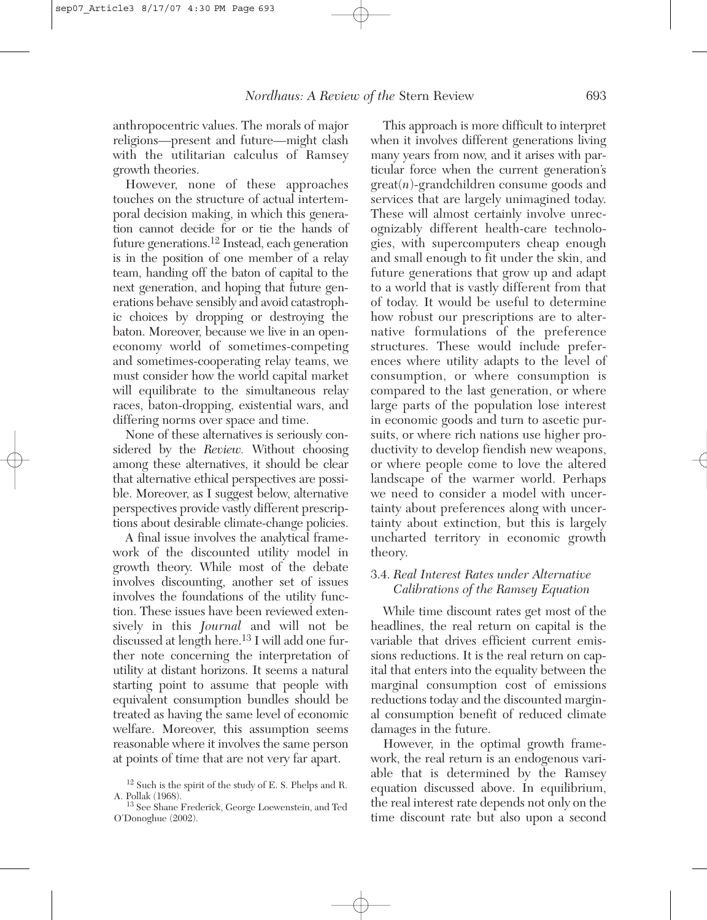anthropocentric values. The morals of major religions—present and future—might clash with the utilitarian calculus of Ramsey growth theories.

However, none of these approaches touches on the structure of actual intertemporal decision making, in which this generation cannot decide for or tie the hands of future generations.[12] Instead, each generation is in the position of one member of a relay team, handing off the baton of capital to the next generation, and hoping that future generations behave sensibly and avoid catastrophic choices by dropping or destroying the baton. Moreover, because we live in an open-economy world of sometimes-competing and sometimes-cooperating relay teams, we must consider how the world capital market will equilibrate to the simultaneous relay races, baton-dropping, existential wars, and differing norms over space and time.

None of these alternatives is seriously considered by the *Review.* Without choosing among these alternatives, it should be clear that alternative ethical perspectives are possible. Moreover, as I suggest below, alternative perspectives provide vastly different prescriptions about desirable climate-change policies.

A final issue involves the analytical framework of the discounted utility model in growth theory. While most of the debate involves discounting, another set of issues involves the foundations of the utility function. These issues have been reviewed extensively in this *Journal* and will not be discussed at length here.[13] I will add one further note concerning the interpretation of utility at distant horizons. It seems a natural starting point to assume that people with equivalent consumption bundles should be treated as having the same level of economic welfare. Moreover, this assumption seems reasonable where it involves the same person at points of time that are not very far apart.

This approach is more difficult to interpret when it involves different generations living many years from now, and it arises with particular force when the current generation's great($n$)-grandchildren consume goods and services that are largely unimagined today. These will almost certainly involve unrecognizably different health-care technologies, with supercomputers cheap enough and small enough to fit under the skin, and future generations that grow up and adapt to a world that is vastly different from that of today. It would be useful to determine how robust our prescriptions are to alternative formulations of the preference structures. These would include preferences where utility adapts to the level of consumption, or where consumption is compared to the last generation, or where large parts of the population lose interest in economic goods and turn to ascetic pursuits, or where rich nations use higher productivity to develop fiendish new weapons, or where people come to love the altered landscape of the warmer world. Perhaps we need to consider a model with uncertainty about preferences along with uncertainty about extinction, but this is largely uncharted territory in economic growth theory.

### 3.4. *Real Interest Rates under Alternative Calibrations of the Ramsey Equation*

While time discount rates get most of the headlines, the real return on capital is the variable that drives efficient current emissions reductions. It is the real return on capital that enters into the equality between the marginal consumption cost of emissions reductions today and the discounted marginal consumption benefit of reduced climate damages in the future.

However, in the optimal growth framework, the real return is an endogenous variable that is determined by the Ramsey equation discussed above. In equilibrium, the real interest rate depends not only on the time discount rate but also upon a second

[12] Such is the spirit of the study of E. S. Phelps and R. A. Pollak (1968).

[13] See Shane Frederick, George Loewenstein, and Ted O'Donoghue (2002).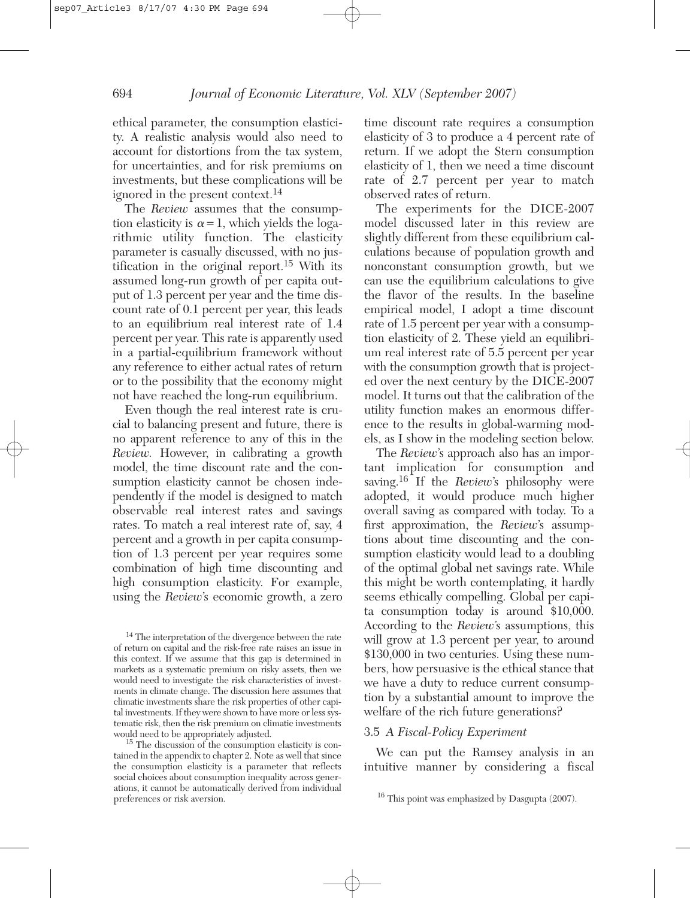ethical parameter, the consumption elasticity. A realistic analysis would also need to account for distortions from the tax system, for uncertainties, and for risk premiums on investments, but these complications will be ignored in the present context.[14]

The *Review* assumes that the consumption elasticity is $\alpha = 1$, which yields the logarithmic utility function. The elasticity parameter is casually discussed, with no justification in the original report.[15] With its assumed long-run growth of per capita output of 1.3 percent per year and the time discount rate of 0.1 percent per year, this leads to an equilibrium real interest rate of 1.4 percent per year. This rate is apparently used in a partial-equilibrium framework without any reference to either actual rates of return or to the possibility that the economy might not have reached the long-run equilibrium.

Even though the real interest rate is crucial to balancing present and future, there is no apparent reference to any of this in the *Review*. However, in calibrating a growth model, the time discount rate and the consumption elasticity cannot be chosen independently if the model is designed to match observable real interest rates and savings rates. To match a real interest rate of, say, 4 percent and a growth in per capita consumption of 1.3 percent per year requires some combination of high time discounting and high consumption elasticity. For example, using the *Review*'s economic growth, a zero time discount rate requires a consumption elasticity of 3 to produce a 4 percent rate of return. If we adopt the Stern consumption elasticity of 1, then we need a time discount rate of 2.7 percent per year to match observed rates of return.

The experiments for the DICE-2007 model discussed later in this review are slightly different from these equilibrium calculations because of population growth and nonconstant consumption growth, but we can use the equilibrium calculations to give the flavor of the results. In the baseline empirical model, I adopt a time discount rate of 1.5 percent per year with a consumption elasticity of 2. These yield an equilibrium real interest rate of 5.5 percent per year with the consumption growth that is projected over the next century by the DICE-2007 model. It turns out that the calibration of the utility function makes an enormous difference to the results in global-warming models, as I show in the modeling section below.

The *Review*'s approach also has an important implication for consumption and saving.[16] If the *Review*'s philosophy were adopted, it would produce much higher overall saving as compared with today. To a first approximation, the *Review*'s assumptions about time discounting and the consumption elasticity would lead to a doubling of the optimal global net savings rate. While this might be worth contemplating, it hardly seems ethically compelling. Global per capita consumption today is around \$10,000. According to the *Review*'s assumptions, this will grow at 1.3 percent per year, to around \$130,000 in two centuries. Using these numbers, how persuasive is the ethical stance that we have a duty to reduce current consumption by a substantial amount to improve the welfare of the rich future generations?

### 3.5 *A Fiscal-Policy Experiment*

We can put the Ramsey analysis in an intuitive manner by considering a fiscal

[14] The interpretation of the divergence between the rate of return on capital and the risk-free rate raises an issue in this context. If we assume that this gap is determined in markets as a systematic premium on risky assets, then we would need to investigate the risk characteristics of investments in climate change. The discussion here assumes that climatic investments share the risk properties of other capital investments. If they were shown to have more or less systematic risk, then the risk premium on climatic investments would need to be appropriately adjusted.

[15] The discussion of the consumption elasticity is contained in the appendix to chapter 2. Note as well that since the consumption elasticity is a parameter that reflects social choices about consumption inequality across generations, it cannot be automatically derived from individual preferences or risk aversion.

[16] This point was emphasized by Dasgupta (2007).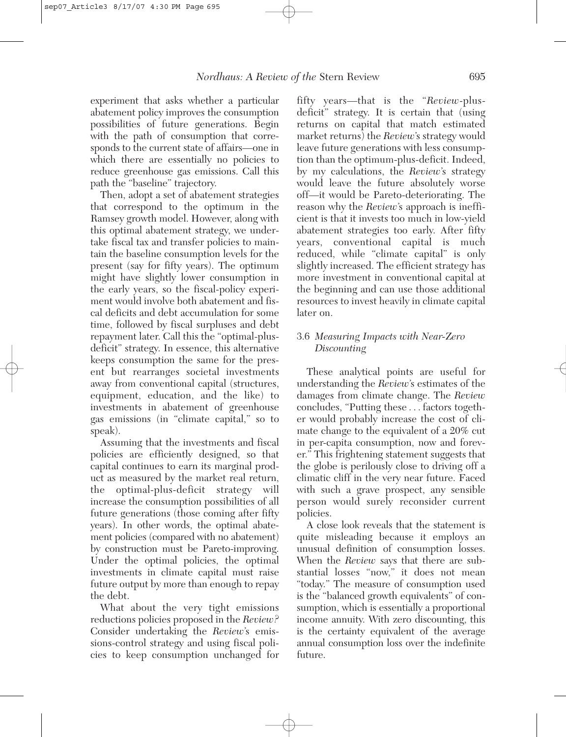experiment that asks whether a particular abatement policy improves the consumption possibilities of future generations. Begin with the path of consumption that corresponds to the current state of affairs—one in which there are essentially no policies to reduce greenhouse gas emissions. Call this path the "baseline" trajectory.

Then, adopt a set of abatement strategies that correspond to the optimum in the Ramsey growth model. However, along with this optimal abatement strategy, we undertake fiscal tax and transfer policies to maintain the baseline consumption levels for the present (say for fifty years). The optimum might have slightly lower consumption in the early years, so the fiscal-policy experiment would involve both abatement and fiscal deficits and debt accumulation for some time, followed by fiscal surpluses and debt repayment later. Call this the "optimal-plus-deficit" strategy. In essence, this alternative keeps consumption the same for the present but rearranges societal investments away from conventional capital (structures, equipment, education, and the like) to investments in abatement of greenhouse gas emissions (in "climate capital," so to speak).

Assuming that the investments and fiscal policies are efficiently designed, so that capital continues to earn its marginal product as measured by the market real return, the optimal-plus-deficit strategy will increase the consumption possibilities of all future generations (those coming after fifty years). In other words, the optimal abatement policies (compared with no abatement) by construction must be Pareto-improving. Under the optimal policies, the optimal investments in climate capital must raise future output by more than enough to repay the debt.

What about the very tight emissions reductions policies proposed in the *Review*? Consider undertaking the *Review*'s emissions-control strategy and using fiscal policies to keep consumption unchanged for fifty years—that is the "*Review*-plus-deficit" strategy. It is certain that (using returns on capital that match estimated market returns) the *Review*'s strategy would leave future generations with less consumption than the optimum-plus-deficit. Indeed, by my calculations, the *Review*'s strategy would leave the future absolutely worse off—it would be Pareto-deteriorating. The reason why the *Review*'s approach is inefficient is that it invests too much in low-yield abatement strategies too early. After fifty years, conventional capital is much reduced, while "climate capital" is only slightly increased. The efficient strategy has more investment in conventional capital at the beginning and can use those additional resources to invest heavily in climate capital later on.

### 3.6 *Measuring Impacts with Near-Zero Discounting*

These analytical points are useful for understanding the *Review*'s estimates of the damages from climate change. The *Review* concludes, "Putting these . . . factors together would probably increase the cost of climate change to the equivalent of a 20% cut in per-capita consumption, now and forever." This frightening statement suggests that the globe is perilously close to driving off a climatic cliff in the very near future. Faced with such a grave prospect, any sensible person would surely reconsider current policies.

A close look reveals that the statement is quite misleading because it employs an unusual definition of consumption losses. When the *Review* says that there are substantial losses "now," it does not mean "today." The measure of consumption used is the "balanced growth equivalents" of consumption, which is essentially a proportional income annuity. With zero discounting, this is the certainty equivalent of the average annual consumption loss over the indefinite future.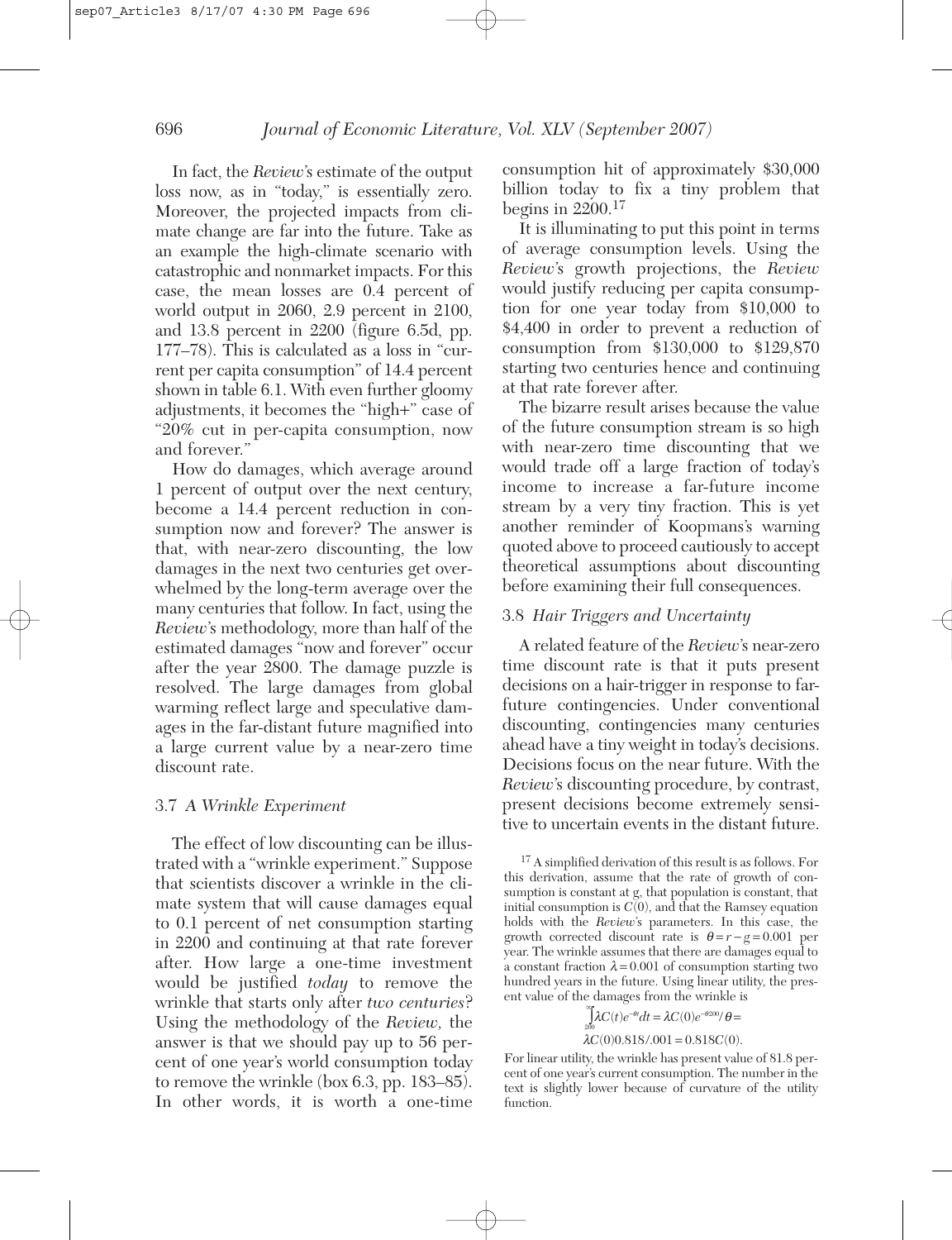In fact, the *Review*'s estimate of the output loss now, as in "today," is essentially zero. Moreover, the projected impacts from climate change are far into the future. Take as an example the high-climate scenario with catastrophic and nonmarket impacts. For this case, the mean losses are 0.4 percent of world output in 2060, 2.9 percent in 2100, and 13.8 percent in 2200 (figure 6.5d, pp. 177–78). This is calculated as a loss in "current per capita consumption" of 14.4 percent shown in table 6.1. With even further gloomy adjustments, it becomes the "high+" case of "20% cut in per-capita consumption, now and forever."

How do damages, which average around 1 percent of output over the next century, become a 14.4 percent reduction in consumption now and forever? The answer is that, with near-zero discounting, the low damages in the next two centuries get overwhelmed by the long-term average over the many centuries that follow. In fact, using the *Review*'s methodology, more than half of the estimated damages "now and forever" occur after the year 2800. The damage puzzle is resolved. The large damages from global warming reflect large and speculative damages in the far-distant future magnified into a large current value by a near-zero time discount rate.

### 3.7 *A Wrinkle Experiment*

The effect of low discounting can be illustrated with a "wrinkle experiment." Suppose that scientists discover a wrinkle in the climate system that will cause damages equal to 0.1 percent of net consumption starting in 2200 and continuing at that rate forever after. How large a one-time investment would be justified *today* to remove the wrinkle that starts only after *two centuries*? Using the methodology of the *Review*, the answer is that we should pay up to 56 percent of one year's world consumption today to remove the wrinkle (box 6.3, pp. 183–85). In other words, it is worth a one-time consumption hit of approximately \$30,000 billion today to fix a tiny problem that begins in 2200.[17]

It is illuminating to put this point in terms of average consumption levels. Using the *Review*'s growth projections, the *Review* would justify reducing per capita consumption for one year today from \$10,000 to \$4,400 in order to prevent a reduction of consumption from \$130,000 to \$129,870 starting two centuries hence and continuing at that rate forever after.

The bizarre result arises because the value of the future consumption stream is so high with near-zero time discounting that we would trade off a large fraction of today's income to increase a far-future income stream by a very tiny fraction. This is yet another reminder of Koopmans's warning quoted above to proceed cautiously to accept theoretical assumptions about discounting before examining their full consequences.

### 3.8 *Hair Triggers and Uncertainty*

A related feature of the *Review*'s near-zero time discount rate is that it puts present decisions on a hair-trigger in response to far-future contingencies. Under conventional discounting, contingencies many centuries ahead have a tiny weight in today's decisions. Decisions focus on the near future. With the *Review*'s discounting procedure, by contrast, present decisions become extremely sensitive to uncertain events in the distant future.

[17] A simplified derivation of this result is as follows. For this derivation, assume that the rate of growth of consumption is constant at g, that population is constant, that initial consumption is $C(0)$, and that the Ramsey equation holds with the *Review*'s parameters. In this case, the growth corrected discount rate is $\theta = r - g = 0.001$ per year. The wrinkle assumes that there are damages equal to a constant fraction $\lambda = 0.001$ of consumption starting two hundred years in the future. Using linear utility, the present value of the damages from the wrinkle is

$$\int_{200}^{\infty} \lambda C(t) e^{-\theta t} dt = \lambda C(0) e^{-\theta 200} / \theta =$$

$$\lambda C(0) 0.818 / .001 = 0.818 C(0).$$

For linear utility, the wrinkle has present value of 81.8 percent of one year's current consumption. The number in the text is slightly lower because of curvature of the utility function.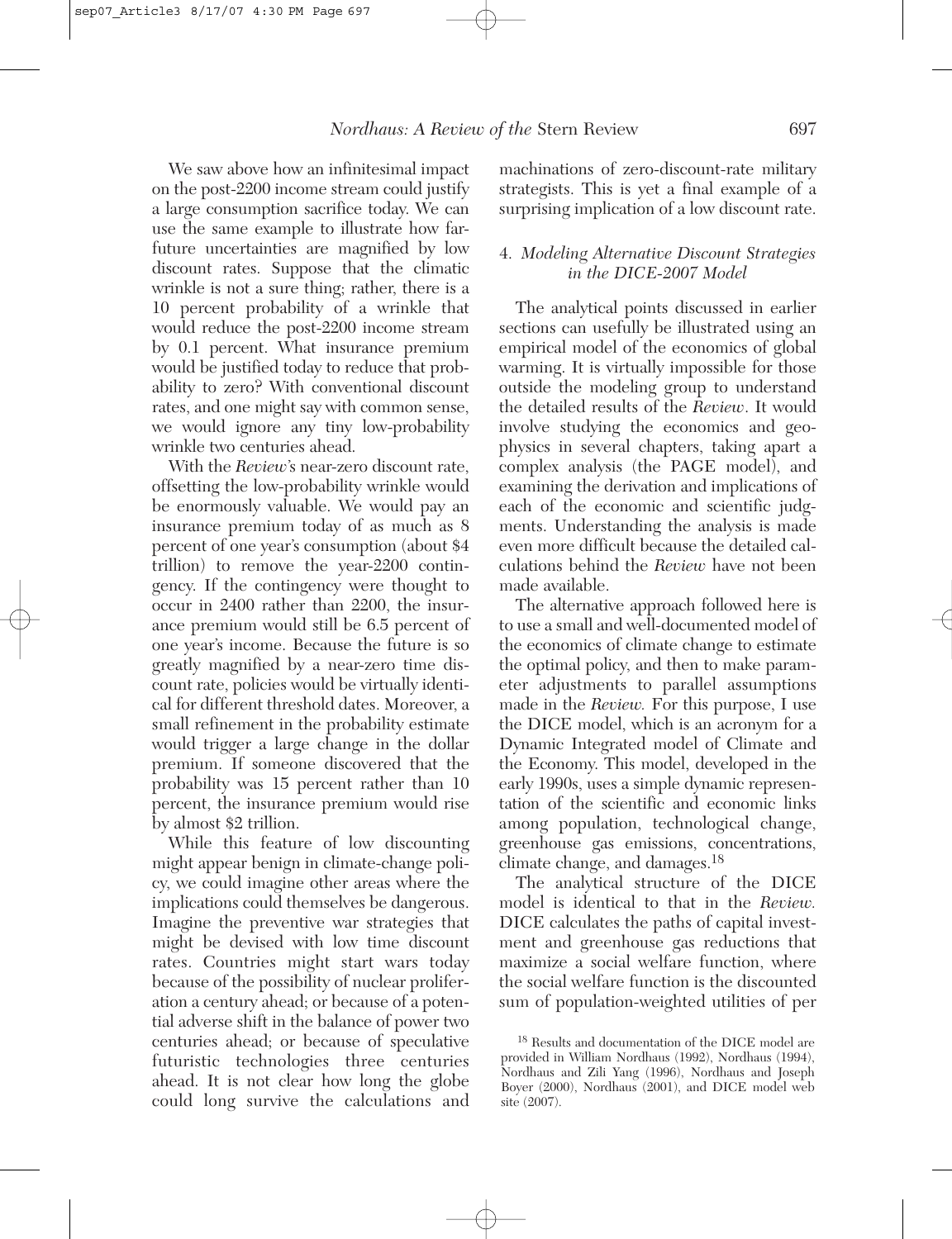We saw above how an infinitesimal impact on the post-2200 income stream could justify a large consumption sacrifice today. We can use the same example to illustrate how far-future uncertainties are magnified by low discount rates. Suppose that the climatic wrinkle is not a sure thing; rather, there is a 10 percent probability of a wrinkle that would reduce the post-2200 income stream by 0.1 percent. What insurance premium would be justified today to reduce that probability to zero? With conventional discount rates, and one might say with common sense, we would ignore any tiny low-probability wrinkle two centuries ahead.

With the *Review's* near-zero discount rate, offsetting the low-probability wrinkle would be enormously valuable. We would pay an insurance premium today of as much as 8 percent of one year's consumption (about $4 trillion) to remove the year-2200 contingency. If the contingency were thought to occur in 2400 rather than 2200, the insurance premium would still be 6.5 percent of one year's income. Because the future is so greatly magnified by a near-zero time discount rate, policies would be virtually identical for different threshold dates. Moreover, a small refinement in the probability estimate would trigger a large change in the dollar premium. If someone discovered that the probability was 15 percent rather than 10 percent, the insurance premium would rise by almost $2 trillion.

While this feature of low discounting might appear benign in climate-change policy, we could imagine other areas where the implications could themselves be dangerous. Imagine the preventive war strategies that might be devised with low time discount rates. Countries might start wars today because of the possibility of nuclear proliferation a century ahead; or because of a potential adverse shift in the balance of power two centuries ahead; or because of speculative futuristic technologies three centuries ahead. It is not clear how long the globe could long survive the calculations and machinations of zero-discount-rate military strategists. This is yet a final example of a surprising implication of a low discount rate.

### 4. *Modeling Alternative Discount Strategies in the DICE-2007 Model*

The analytical points discussed in earlier sections can usefully be illustrated using an empirical model of the economics of global warming. It is virtually impossible for those outside the modeling group to understand the detailed results of the *Review*. It would involve studying the economics and geophysics in several chapters, taking apart a complex analysis (the PAGE model), and examining the derivation and implications of each of the economic and scientific judgments. Understanding the analysis is made even more difficult because the detailed calculations behind the *Review* have not been made available.

The alternative approach followed here is to use a small and well-documented model of the economics of climate change to estimate the optimal policy, and then to make parameter adjustments to parallel assumptions made in the *Review.* For this purpose, I use the DICE model, which is an acronym for a Dynamic Integrated model of Climate and the Economy. This model, developed in the early 1990s, uses a simple dynamic representation of the scientific and economic links among population, technological change, greenhouse gas emissions, concentrations, climate change, and damages.[18]

The analytical structure of the DICE model is identical to that in the *Review.* DICE calculates the paths of capital investment and greenhouse gas reductions that maximize a social welfare function, where the social welfare function is the discounted sum of population-weighted utilities of per

[18] Results and documentation of the DICE model are provided in William Nordhaus (1992), Nordhaus (1994), Nordhaus and Zili Yang (1996), Nordhaus and Joseph Boyer (2000), Nordhaus (2001), and DICE model web site (2007).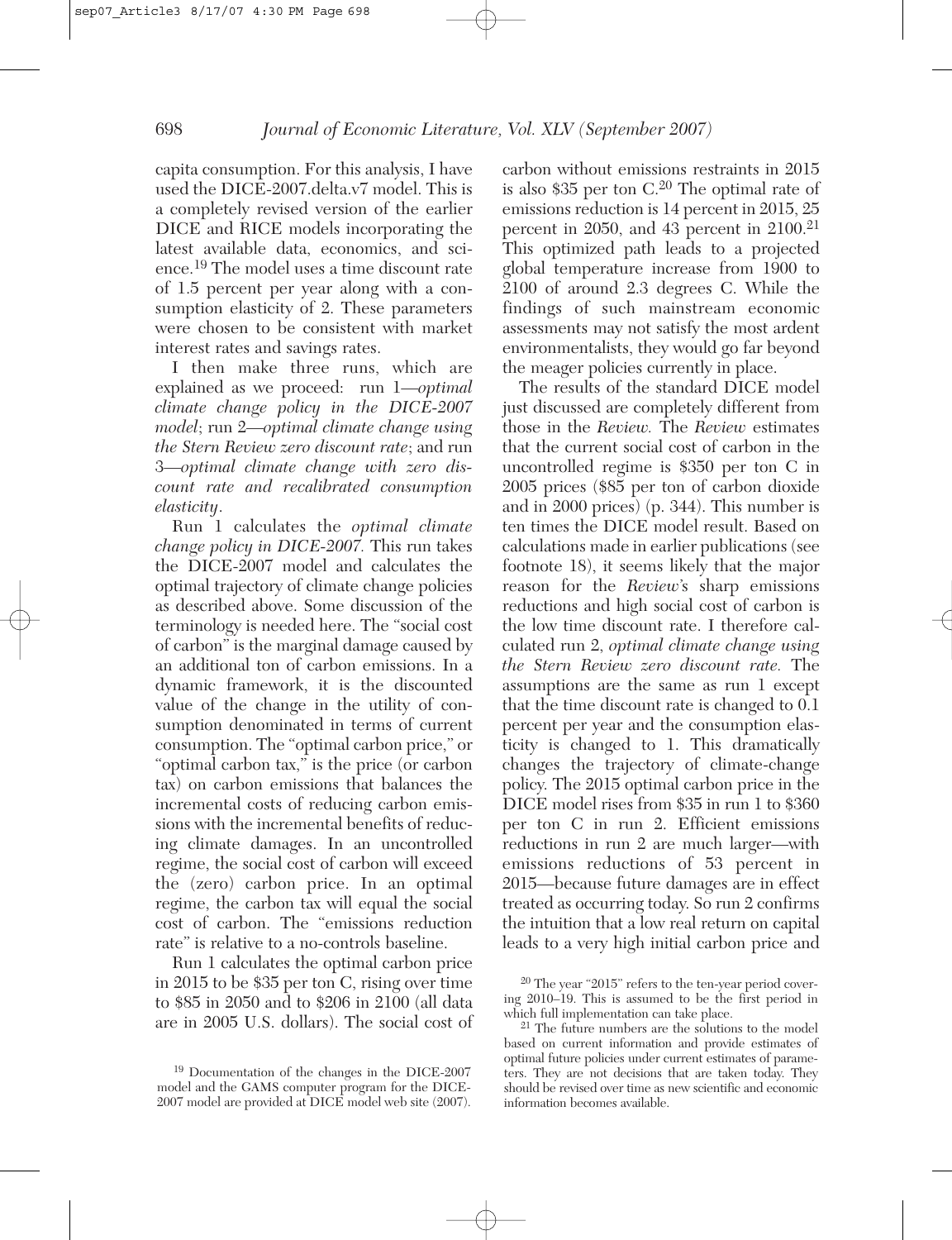capita consumption. For this analysis, I have used the DICE-2007.delta.v7 model. This is a completely revised version of the earlier DICE and RICE models incorporating the latest available data, economics, and science.[19] The model uses a time discount rate of 1.5 percent per year along with a consumption elasticity of 2. These parameters were chosen to be consistent with market interest rates and savings rates.

I then make three runs, which are explained as we proceed: run 1—*optimal climate change policy in the DICE-2007 model*; run 2—*optimal climate change using the Stern Review zero discount rate*; and run 3—*optimal climate change with zero discount rate and recalibrated consumption elasticity*.

Run 1 calculates the *optimal climate change policy in DICE-2007.* This run takes the DICE-2007 model and calculates the optimal trajectory of climate change policies as described above. Some discussion of the terminology is needed here. The "social cost of carbon" is the marginal damage caused by an additional ton of carbon emissions. In a dynamic framework, it is the discounted value of the change in the utility of consumption denominated in terms of current consumption. The "optimal carbon price," or "optimal carbon tax," is the price (or carbon tax) on carbon emissions that balances the incremental costs of reducing carbon emissions with the incremental benefits of reducing climate damages. In an uncontrolled regime, the social cost of carbon will exceed the (zero) carbon price. In an optimal regime, the carbon tax will equal the social cost of carbon. The "emissions reduction rate" is relative to a no-controls baseline.

Run 1 calculates the optimal carbon price in 2015 to be \$35 per ton C, rising over time to \$85 in 2050 and to \$206 in 2100 (all data are in 2005 U.S. dollars). The social cost of carbon without emissions restraints in 2015 is also \$35 per ton C.[20] The optimal rate of emissions reduction is 14 percent in 2015, 25 percent in 2050, and 43 percent in 2100.[21] This optimized path leads to a projected global temperature increase from 1900 to 2100 of around 2.3 degrees C. While the findings of such mainstream economic assessments may not satisfy the most ardent environmentalists, they would go far beyond the meager policies currently in place.

The results of the standard DICE model just discussed are completely different from those in the *Review.* The *Review* estimates that the current social cost of carbon in the uncontrolled regime is \$350 per ton C in 2005 prices (\$85 per ton of carbon dioxide and in 2000 prices) (p. 344). This number is ten times the DICE model result. Based on calculations made in earlier publications (see footnote 18), it seems likely that the major reason for the *Review's* sharp emissions reductions and high social cost of carbon is the low time discount rate. I therefore calculated run 2, *optimal climate change using the Stern Review zero discount rate.* The assumptions are the same as run 1 except that the time discount rate is changed to 0.1 percent per year and the consumption elasticity is changed to 1. This dramatically changes the trajectory of climate-change policy. The 2015 optimal carbon price in the DICE model rises from \$35 in run 1 to \$360 per ton C in run 2. Efficient emissions reductions in run 2 are much larger—with emissions reductions of 53 percent in 2015—because future damages are in effect treated as occurring today. So run 2 confirms the intuition that a low real return on capital leads to a very high initial carbon price and

---

[19] Documentation of the changes in the DICE-2007 model and the GAMS computer program for the DICE-2007 model are provided at DICE model web site (2007).

[20] The year "2015" refers to the ten-year period covering 2010–19. This is assumed to be the first period in which full implementation can take place.

[21] The future numbers are the solutions to the model based on current information and provide estimates of optimal future policies under current estimates of parameters. They are not decisions that are taken today. They should be revised over time as new scientific and economic information becomes available.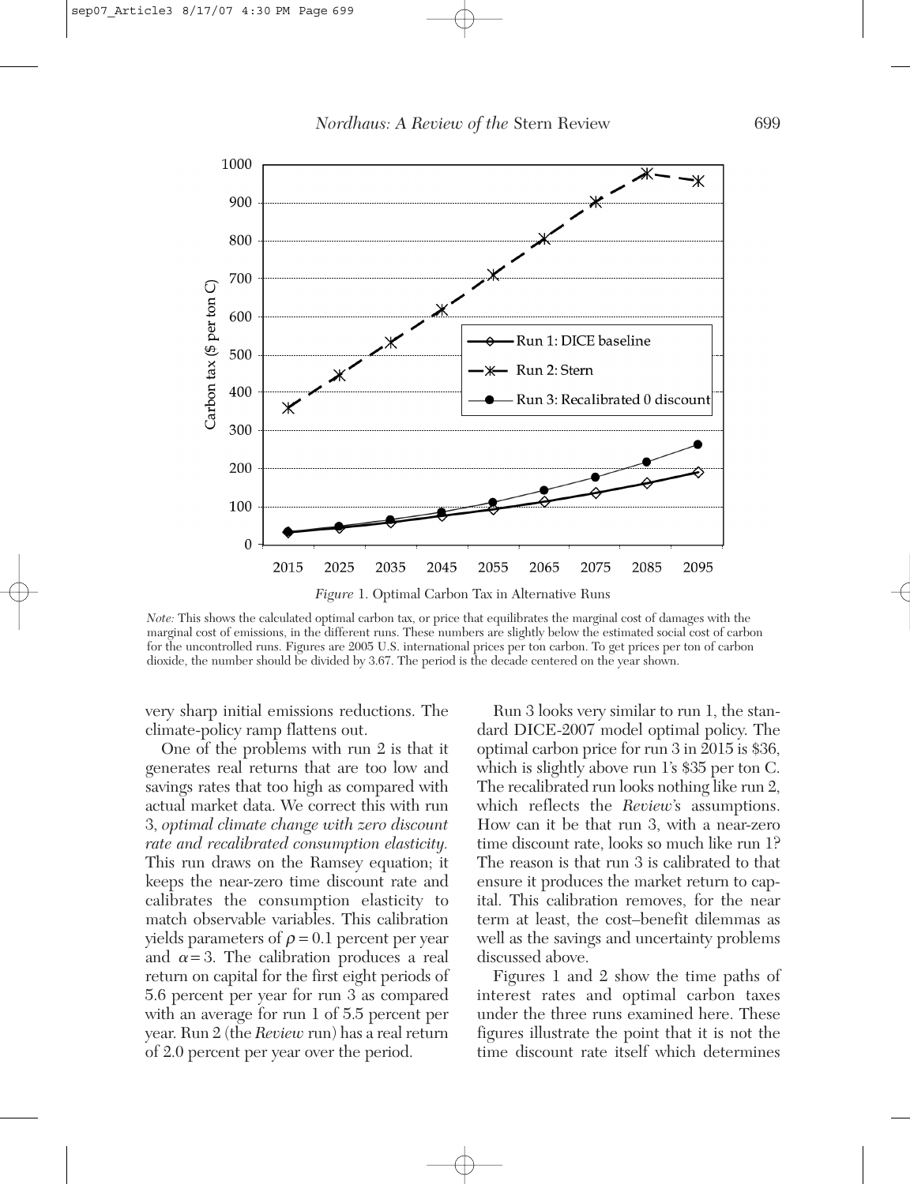*Figure* 1. Optimal Carbon Tax in Alternative Runs

*Note:* This shows the calculated optimal carbon tax, or price that equilibrates the marginal cost of damages with the marginal cost of emissions, in the different runs. These numbers are slightly below the estimated social cost of carbon for the uncontrolled runs. Figures are 2005 U.S. international prices per ton carbon. To get prices per ton of carbon dioxide, the number should be divided by 3.67. The period is the decade centered on the year shown.

very sharp initial emissions reductions. The climate-policy ramp flattens out.

One of the problems with run 2 is that it generates real returns that are too low and savings rates that too high as compared with actual market data. We correct this with run 3, *optimal climate change with zero discount rate and recalibrated consumption elasticity.* This run draws on the Ramsey equation; it keeps the near-zero time discount rate and calibrates the consumption elasticity to match observable variables. This calibration yields parameters of $\rho = 0.1$ percent per year and $\alpha = 3$. The calibration produces a real return on capital for the first eight periods of 5.6 percent per year for run 3 as compared with an average for run 1 of 5.5 percent per year. Run 2 (the *Review* run) has a real return of 2.0 percent per year over the period.

Run 3 looks very similar to run 1, the standard DICE-2007 model optimal policy. The optimal carbon price for run 3 in 2015 is $36, which is slightly above run 1's $35 per ton C. The recalibrated run looks nothing like run 2, which reflects the *Review*'s assumptions. How can it be that run 3, with a near-zero time discount rate, looks so much like run 1? The reason is that run 3 is calibrated to that ensure it produces the market return to capital. This calibration removes, for the near term at least, the cost–benefit dilemmas as well as the savings and uncertainty problems discussed above.

Figures 1 and 2 show the time paths of interest rates and optimal carbon taxes under the three runs examined here. These figures illustrate the point that it is not the time discount rate itself which determines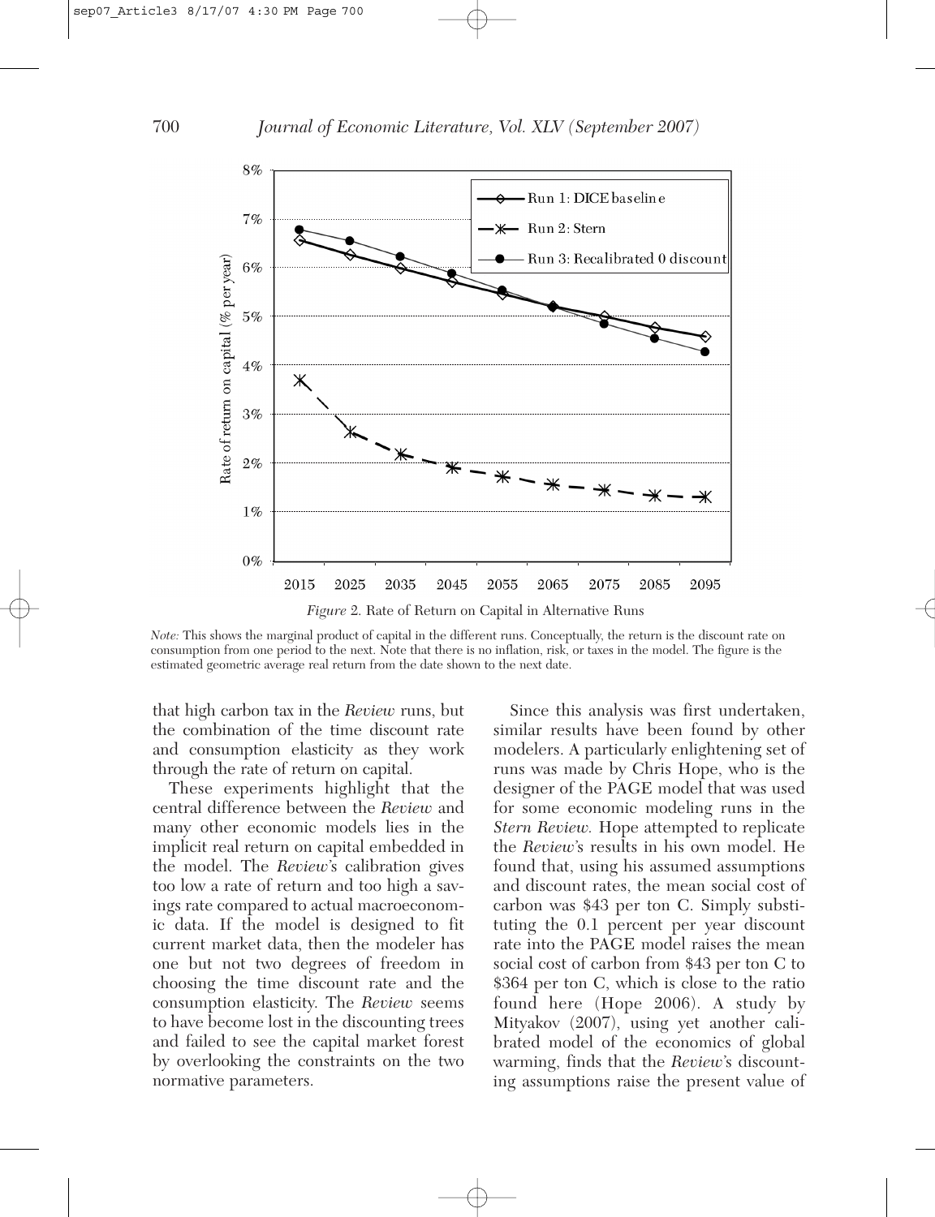*Figure* 2. Rate of Return on Capital in Alternative Runs

*Note:* This shows the marginal product of capital in the different runs. Conceptually, the return is the discount rate on consumption from one period to the next. Note that there is no inflation, risk, or taxes in the model. The figure is the estimated geometric average real return from the date shown to the next date.

that high carbon tax in the *Review* runs, but the combination of the time discount rate and consumption elasticity as they work through the rate of return on capital.

These experiments highlight that the central difference between the *Review* and many other economic models lies in the implicit real return on capital embedded in the model. The *Review*'s calibration gives too low a rate of return and too high a savings rate compared to actual macroeconomic data. If the model is designed to fit current market data, then the modeler has one but not two degrees of freedom in choosing the time discount rate and the consumption elasticity. The *Review* seems to have become lost in the discounting trees and failed to see the capital market forest by overlooking the constraints on the two normative parameters.

Since this analysis was first undertaken, similar results have been found by other modelers. A particularly enlightening set of runs was made by Chris Hope, who is the designer of the PAGE model that was used for some economic modeling runs in the *Stern Review*. Hope attempted to replicate the *Review*'s results in his own model. He found that, using his assumed assumptions and discount rates, the mean social cost of carbon was \$43 per ton C. Simply substituting the 0.1 percent per year discount rate into the PAGE model raises the mean social cost of carbon from \$43 per ton C to \$364 per ton C, which is close to the ratio found here (Hope 2006). A study by Mityakov (2007), using yet another calibrated model of the economics of global warming, finds that the *Review*'s discounting assumptions raise the present value of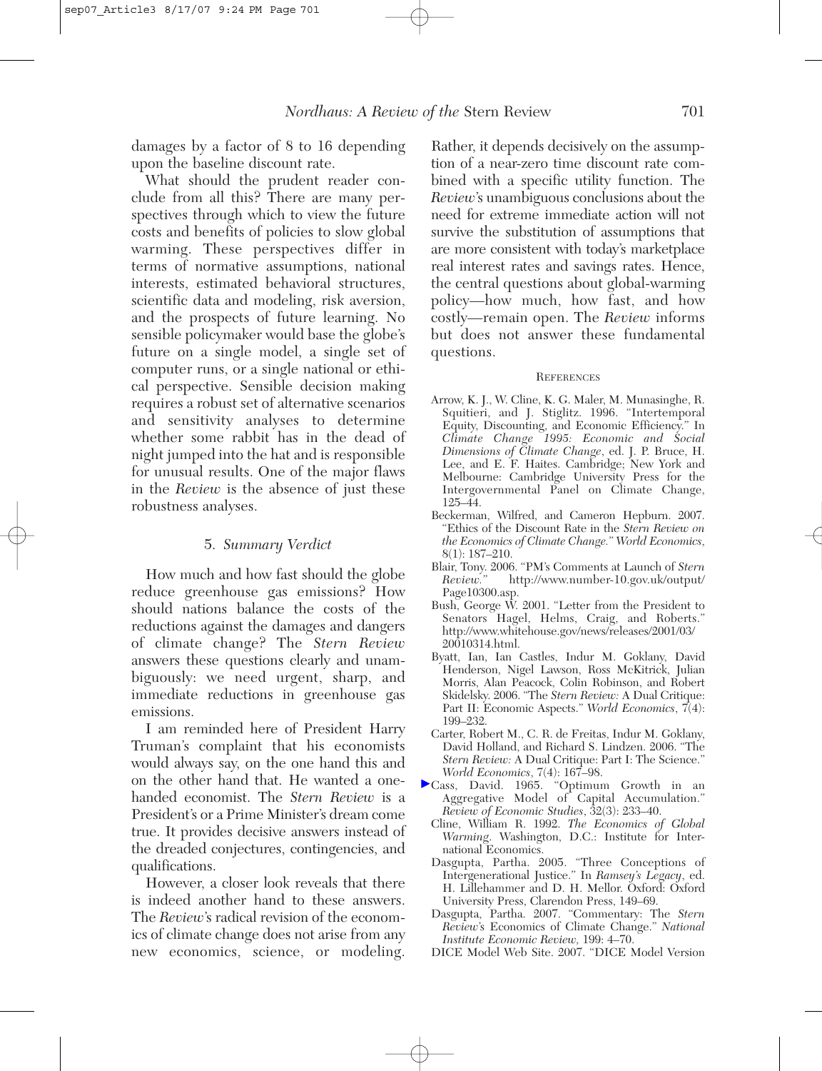damages by a factor of 8 to 16 depending upon the baseline discount rate.

What should the prudent reader conclude from all this? There are many perspectives through which to view the future costs and benefits of policies to slow global warming. These perspectives differ in terms of normative assumptions, national interests, estimated behavioral structures, scientific data and modeling, risk aversion, and the prospects of future learning. No sensible policymaker would base the globe's future on a single model, a single set of computer runs, or a single national or ethical perspective. Sensible decision making requires a robust set of alternative scenarios and sensitivity analyses to determine whether some rabbit has in the dead of night jumped into the hat and is responsible for unusual results. One of the major flaws in the *Review* is the absence of just these robustness analyses.

## 5. *Summary Verdict*

How much and how fast should the globe reduce greenhouse gas emissions? How should nations balance the costs of the reductions against the damages and dangers of climate change? The *Stern Review* answers these questions clearly and unambiguously: we need urgent, sharp, and immediate reductions in greenhouse gas emissions.

I am reminded here of President Harry Truman's complaint that his economists would always say, on the one hand this and on the other hand that. He wanted a one-handed economist. The *Stern Review* is a President's or a Prime Minister's dream come true. It provides decisive answers instead of the dreaded conjectures, contingencies, and qualifications.

However, a closer look reveals that there is indeed another hand to these answers. The *Review*'s radical revision of the economics of climate change does not arise from any new economics, science, or modeling. Rather, it depends decisively on the assumption of a near-zero time discount rate combined with a specific utility function. The *Review*'s unambiguous conclusions about the need for extreme immediate action will not survive the substitution of assumptions that are more consistent with today's marketplace real interest rates and savings rates. Hence, the central questions about global-warming policy—how much, how fast, and how costly—remain open. The *Review* informs but does not answer these fundamental questions.

### References

Arrow, K. J., W. Cline, K. G. Maler, M. Munasinghe, R. Squitieri, and J. Stiglitz. 1996. "Intertemporal Equity, Discounting, and Economic Efficiency." In *Climate Change 1995: Economic and Social Dimensions of Climate Change*, ed. J. P. Bruce, H. Lee, and E. F. Haites. Cambridge; New York and Melbourne: Cambridge University Press for the Intergovernmental Panel on Climate Change, 125–44.

Beckerman, Wilfred, and Cameron Hepburn. 2007. "Ethics of the Discount Rate in the *Stern Review on the Economics of Climate Change*." *World Economics*, 8(1): 187–210.

Blair, Tony. 2006. "PM's Comments at Launch of *Stern Review*." http://www.number-10.gov.uk/output/Page10300.asp.

Bush, George W. 2001. "Letter from the President to Senators Hagel, Helms, Craig, and Roberts." http://www.whitehouse.gov/news/releases/2001/03/20010314.html.

Byatt, Ian, Ian Castles, Indur M. Goklany, David Henderson, Nigel Lawson, Ross McKitrick, Julian Morris, Alan Peacock, Colin Robinson, and Robert Skidelsky. 2006. "The *Stern Review*: A Dual Critique: Part II: Economic Aspects." *World Economics*, 7(4): 199–232.

Carter, Robert M., C. R. de Freitas, Indur M. Goklany, David Holland, and Richard S. Lindzen. 2006. "The *Stern Review*: A Dual Critique: Part I: The Science." *World Economics*, 7(4): 167–98.

Cass, David. 1965. "Optimum Growth in an Aggregative Model of Capital Accumulation." *Review of Economic Studies*, 32(3): 233–40.

Cline, William R. 1992. *The Economics of Global Warming*. Washington, D.C.: Institute for International Economics.

Dasgupta, Partha. 2005. "Three Conceptions of Intergenerational Justice." In *Ramsey's Legacy*, ed. H. Lillehammer and D. H. Mellor. Oxford: Oxford University Press, Clarendon Press, 149–69.

Dasgupta, Partha. 2007. "Commentary: The *Stern Review*'s Economics of Climate Change." *National Institute Economic Review*, 199: 4–70.

DICE Model Web Site. 2007. "DICE Model Version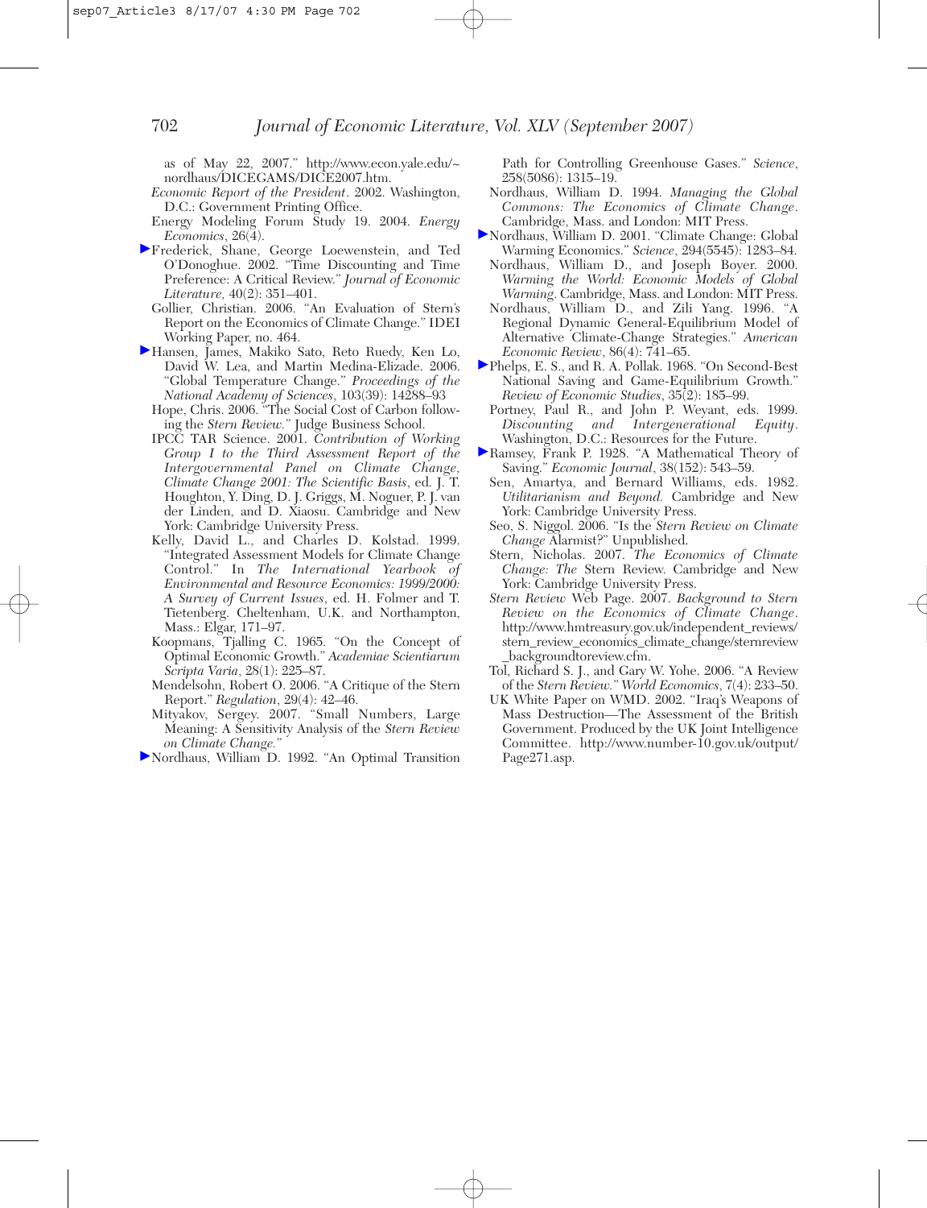as of May 22, 2007." http://www.econ.yale.edu/~nordhaus/DICEGAMS/DICE2007.htm.

*Economic Report of the President*. 2002. Washington, D.C.: Government Printing Office.

Energy Modeling Forum Study 19. 2004. *Energy Economics*, 26(4).

Frederick, Shane, George Loewenstein, and Ted O'Donoghue. 2002. "Time Discounting and Time Preference: A Critical Review." *Journal of Economic Literature,* 40(2): 351–401.

Gollier, Christian. 2006. "An Evaluation of Stern's Report on the Economics of Climate Change." IDEI Working Paper, no. 464.

Hansen, James, Makiko Sato, Reto Ruedy, Ken Lo, David W. Lea, and Martin Medina-Elizade. 2006. "Global Temperature Change." *Proceedings of the National Academy of Sciences*, 103(39): 14288–93

Hope, Chris. 2006. "The Social Cost of Carbon following the *Stern Review.*" Judge Business School.

IPCC TAR Science. 2001. *Contribution of Working Group I to the Third Assessment Report of the Intergovernmental Panel on Climate Change, Climate Change 2001: The Scientific Basis*, ed. J. T. Houghton, Y. Ding, D. J. Griggs, M. Noguer, P. J. van der Linden, and D. Xiaosu. Cambridge and New York: Cambridge University Press.

Kelly, David L., and Charles D. Kolstad. 1999. "Integrated Assessment Models for Climate Change Control." In *The International Yearbook of Environmental and Resource Economics: 1999/2000: A Survey of Current Issues*, ed. H. Folmer and T. Tietenberg. Cheltenham, U.K. and Northampton, Mass.: Elgar, 171–97.

Koopmans, Tjalling C. 1965. "On the Concept of Optimal Economic Growth." *Academiae Scientiarum Scripta Varia*, 28(1): 225–87.

Mendelsohn, Robert O. 2006. "A Critique of the Stern Report." *Regulation*, 29(4): 42–46.

Mityakov, Sergey. 2007. "Small Numbers, Large Meaning: A Sensitivity Analysis of the *Stern Review on Climate Change.*"

Nordhaus, William D. 1992. "An Optimal Transition Path for Controlling Greenhouse Gases." *Science*, 258(5086): 1315–19.

Nordhaus, William D. 1994. *Managing the Global Commons: The Economics of Climate Change*. Cambridge, Mass. and London: MIT Press.

Nordhaus, William D. 2001. "Climate Change: Global Warming Economics." *Science*, 294(5545): 1283–84.

Nordhaus, William D., and Joseph Boyer. 2000. *Warming the World: Economic Models of Global Warming*. Cambridge, Mass. and London: MIT Press.

Nordhaus, William D., and Zili Yang. 1996. "A Regional Dynamic General-Equilibrium Model of Alternative Climate-Change Strategies." *American Economic Review*, 86(4): 741–65.

Phelps, E. S., and R. A. Pollak. 1968. "On Second-Best National Saving and Game-Equilibrium Growth." *Review of Economic Studies*, 35(2): 185–99.

Portney, Paul R., and John P. Weyant, eds. 1999. *Discounting and Intergenerational Equity*. Washington, D.C.: Resources for the Future.

Ramsey, Frank P. 1928. "A Mathematical Theory of Saving." *Economic Journal*, 38(152): 543–59.

Sen, Amartya, and Bernard Williams, eds. 1982. *Utilitarianism and Beyond.* Cambridge and New York: Cambridge University Press.

Seo, S. Niggol. 2006. "Is the *Stern Review on Climate Change* Alarmist?" Unpublished.

Stern, Nicholas. 2007. *The Economics of Climate Change: The* Stern Review. Cambridge and New York: Cambridge University Press.

*Stern Review* Web Page. 2007. *Background to Stern Review on the Economics of Climate Change*. http://www.hmtreasury.gov.uk/independent_reviews/stern_review_economics_climate_change/sternreview_backgroundtoreview.cfm.

Tol, Richard S. J., and Gary W. Yohe. 2006. "A Review of the *Stern Review.*" *World Economics*, 7(4): 233–50.

UK White Paper on WMD. 2002. "Iraq's Weapons of Mass Destruction—The Assessment of the British Government. Produced by the UK Joint Intelligence Committee. http://www.number-10.gov.uk/output/Page271.asp.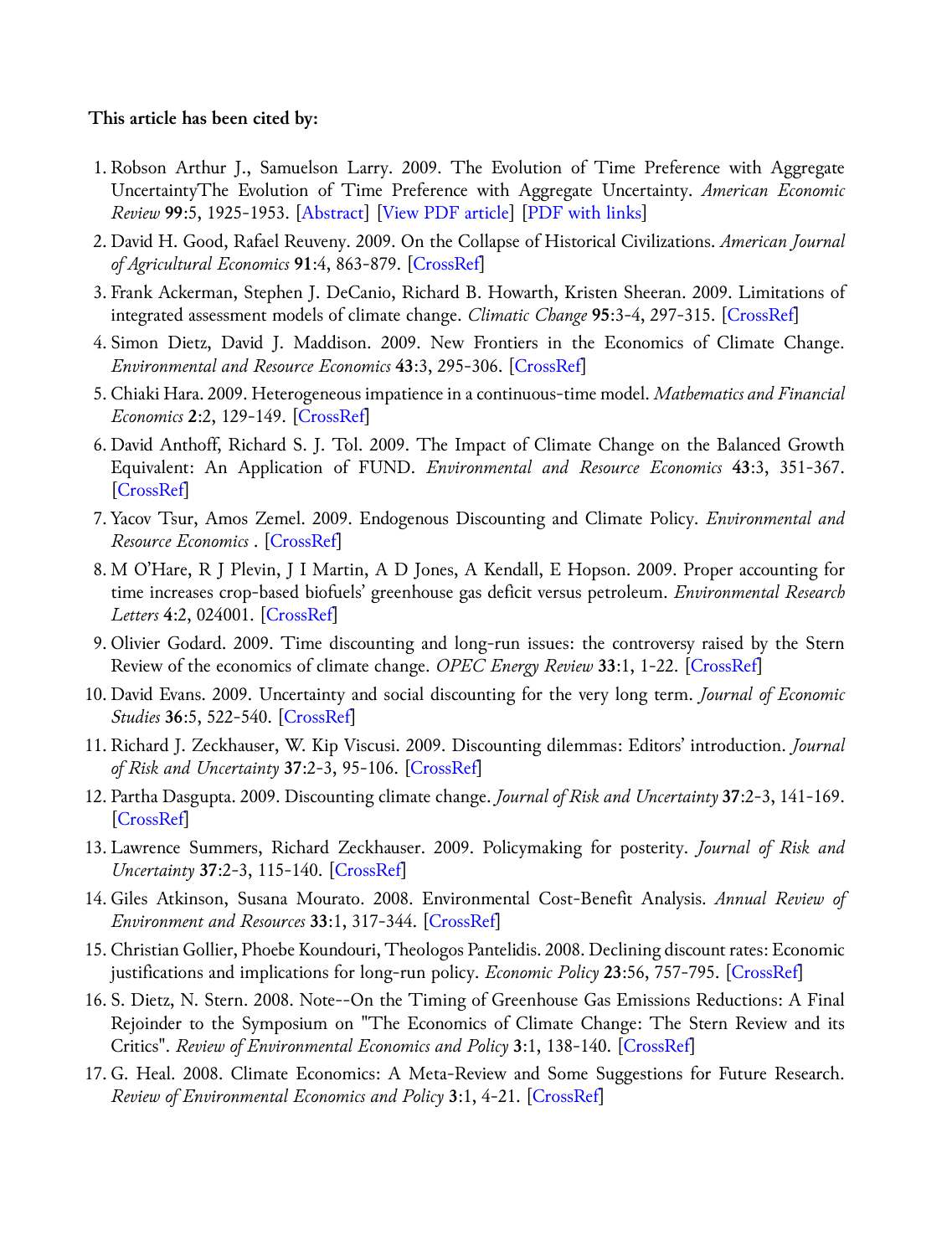**This article has been cited by:**

1. Robson Arthur J., Samuelson Larry. 2009. The Evolution of Time Preference with Aggregate UncertaintyThe Evolution of Time Preference with Aggregate Uncertainty. *American Economic Review* **99**:5, 1925-1953. [Abstract] [View PDF article] [PDF with links]
2. David H. Good, Rafael Reuveny. 2009. On the Collapse of Historical Civilizations. *American Journal of Agricultural Economics* **91**:4, 863-879. [CrossRef]
3. Frank Ackerman, Stephen J. DeCanio, Richard B. Howarth, Kristen Sheeran. 2009. Limitations of integrated assessment models of climate change. *Climatic Change* **95**:3-4, 297-315. [CrossRef]
4. Simon Dietz, David J. Maddison. 2009. New Frontiers in the Economics of Climate Change. *Environmental and Resource Economics* **43**:3, 295-306. [CrossRef]
5. Chiaki Hara. 2009. Heterogeneous impatience in a continuous-time model. *Mathematics and Financial Economics* **2**:2, 129-149. [CrossRef]
6. David Anthoff, Richard S. J. Tol. 2009. The Impact of Climate Change on the Balanced Growth Equivalent: An Application of FUND. *Environmental and Resource Economics* **43**:3, 351-367. [CrossRef]
7. Yacov Tsur, Amos Zemel. 2009. Endogenous Discounting and Climate Policy. *Environmental and Resource Economics* . [CrossRef]
8. M O'Hare, R J Plevin, J I Martin, A D Jones, A Kendall, E Hopson. 2009. Proper accounting for time increases crop-based biofuels' greenhouse gas deficit versus petroleum. *Environmental Research Letters* **4**:2, 024001. [CrossRef]
9. Olivier Godard. 2009. Time discounting and long-run issues: the controversy raised by the Stern Review of the economics of climate change. *OPEC Energy Review* **33**:1, 1-22. [CrossRef]
10. David Evans. 2009. Uncertainty and social discounting for the very long term. *Journal of Economic Studies* **36**:5, 522-540. [CrossRef]
11. Richard J. Zeckhauser, W. Kip Viscusi. 2009. Discounting dilemmas: Editors' introduction. *Journal of Risk and Uncertainty* **37**:2-3, 95-106. [CrossRef]
12. Partha Dasgupta. 2009. Discounting climate change. *Journal of Risk and Uncertainty* **37**:2-3, 141-169. [CrossRef]
13. Lawrence Summers, Richard Zeckhauser. 2009. Policymaking for posterity. *Journal of Risk and Uncertainty* **37**:2-3, 115-140. [CrossRef]
14. Giles Atkinson, Susana Mourato. 2008. Environmental Cost-Benefit Analysis. *Annual Review of Environment and Resources* **33**:1, 317-344. [CrossRef]
15. Christian Gollier, Phoebe Koundouri, Theologos Pantelidis. 2008. Declining discount rates: Economic justifications and implications for long-run policy. *Economic Policy* **23**:56, 757-795. [CrossRef]
16. S. Dietz, N. Stern. 2008. Note--On the Timing of Greenhouse Gas Emissions Reductions: A Final Rejoinder to the Symposium on "The Economics of Climate Change: The Stern Review and its Critics". *Review of Environmental Economics and Policy* **3**:1, 138-140. [CrossRef]
17. G. Heal. 2008. Climate Economics: A Meta-Review and Some Suggestions for Future Research. *Review of Environmental Economics and Policy* **3**:1, 4-21. [CrossRef]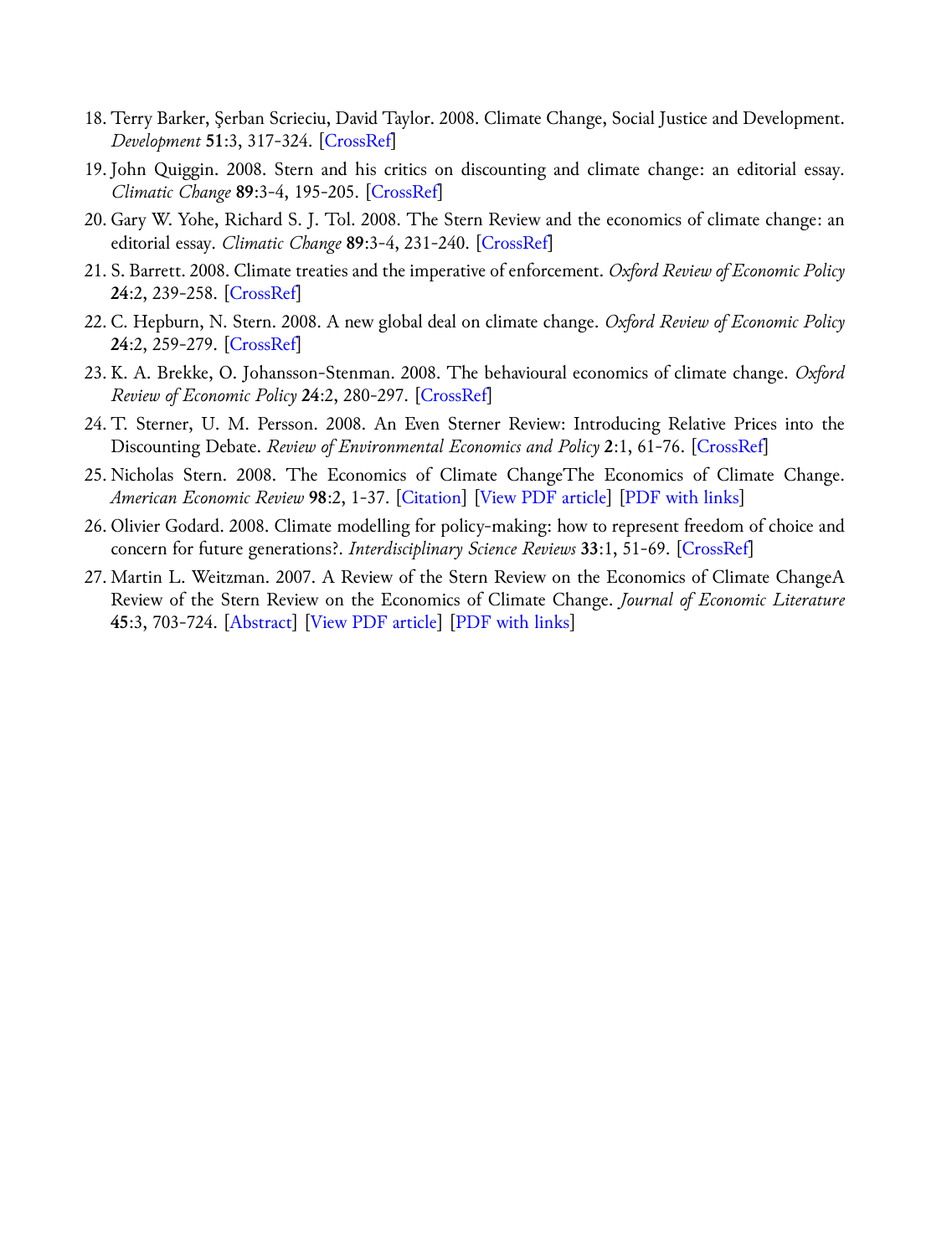18. Terry Barker, Şerban Scrieciu, David Taylor. 2008. Climate Change, Social Justice and Development. *Development* **51**:3, 317-324. [CrossRef]
19. John Quiggin. 2008. Stern and his critics on discounting and climate change: an editorial essay. *Climatic Change* **89**:3-4, 195-205. [CrossRef]
20. Gary W. Yohe, Richard S. J. Tol. 2008. The Stern Review and the economics of climate change: an editorial essay. *Climatic Change* **89**:3-4, 231-240. [CrossRef]
21. S. Barrett. 2008. Climate treaties and the imperative of enforcement. *Oxford Review of Economic Policy* **24**:2, 239-258. [CrossRef]
22. C. Hepburn, N. Stern. 2008. A new global deal on climate change. *Oxford Review of Economic Policy* **24**:2, 259-279. [CrossRef]
23. K. A. Brekke, O. Johansson-Stenman. 2008. The behavioural economics of climate change. *Oxford Review of Economic Policy* **24**:2, 280-297. [CrossRef]
24. T. Sterner, U. M. Persson. 2008. An Even Sterner Review: Introducing Relative Prices into the Discounting Debate. *Review of Environmental Economics and Policy* **2**:1, 61-76. [CrossRef]
25. Nicholas Stern. 2008. The Economics of Climate ChangeThe Economics of Climate Change. *American Economic Review* **98**:2, 1-37. [Citation] [View PDF article] [PDF with links]
26. Olivier Godard. 2008. Climate modelling for policy-making: how to represent freedom of choice and concern for future generations?. *Interdisciplinary Science Reviews* **33**:1, 51-69. [CrossRef]
27. Martin L. Weitzman. 2007. A Review of the Stern Review on the Economics of Climate ChangeA Review of the Stern Review on the Economics of Climate Change. *Journal of Economic Literature* **45**:3, 703-724. [Abstract] [View PDF article] [PDF with links]